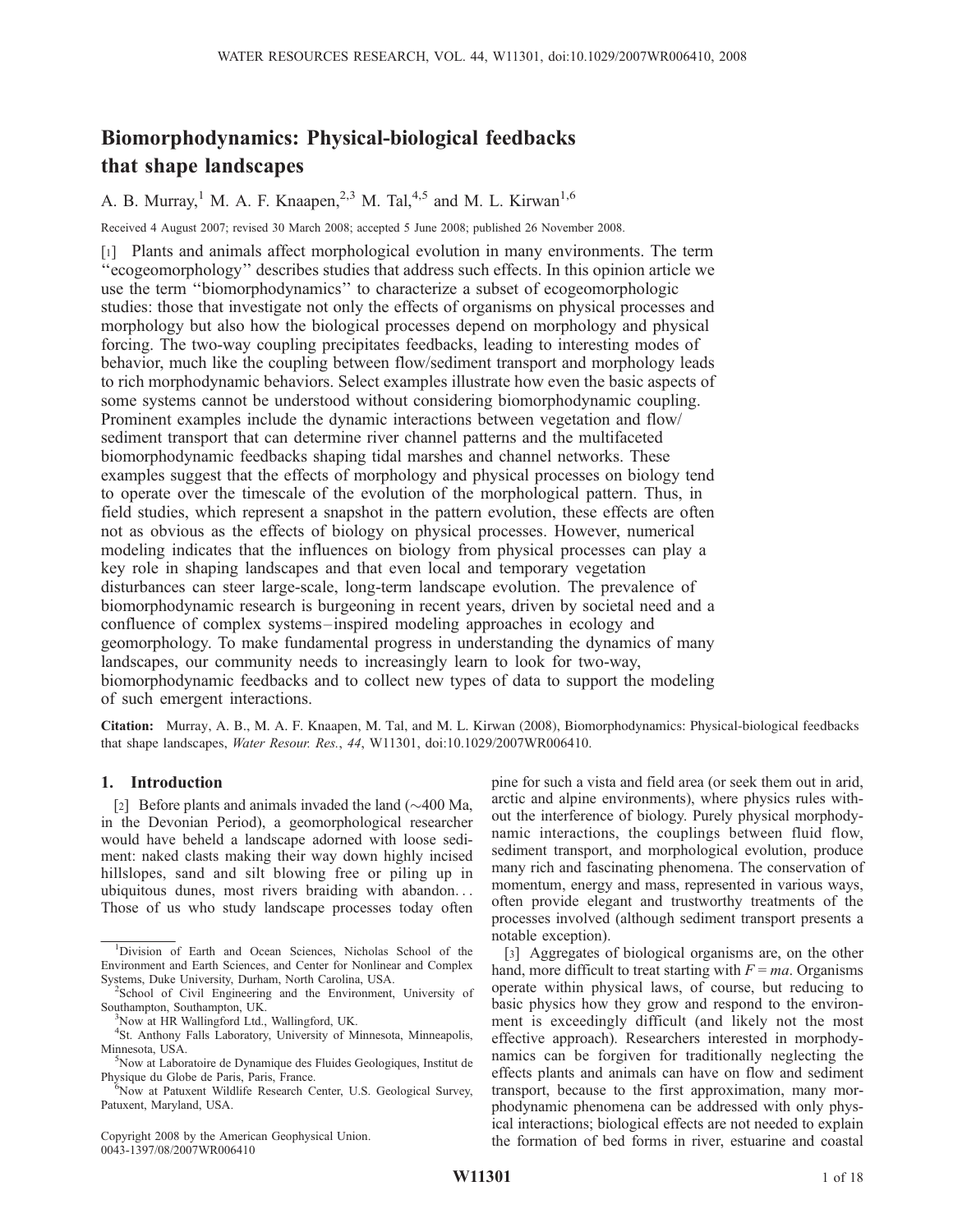# Biomorphodynamics: Physical-biological feedbacks that shape landscapes

A. B. Murray,[1] M. A. F. Knaapen,[2,3] M. Tal,[4,5] and M. L. Kirwan[1,6]

Received 4 August 2007; revised 30 March 2008; accepted 5 June 2008; published 26 November 2008.

[1] Plants and animals affect morphological evolution in many environments. The term "ecogeomorphology" describes studies that address such effects. In this opinion article we use the term "biomorphodynamics" to characterize a subset of ecogeomorphologic studies: those that investigate not only the effects of organisms on physical processes and morphology but also how the biological processes depend on morphology and physical forcing. The two-way coupling precipitates feedbacks, leading to interesting modes of behavior, much like the coupling between flow/sediment transport and morphology leads to rich morphodynamic behaviors. Select examples illustrate how even the basic aspects of some systems cannot be understood without considering biomorphodynamic coupling. Prominent examples include the dynamic interactions between vegetation and flow/sediment transport that can determine river channel patterns and the multifaceted biomorphodynamic feedbacks shaping tidal marshes and channel networks. These examples suggest that the effects of morphology and physical processes on biology tend to operate over the timescale of the evolution of the morphological pattern. Thus, in field studies, which represent a snapshot in the pattern evolution, these effects are often not as obvious as the effects of biology on physical processes. However, numerical modeling indicates that the influences on biology from physical processes can play a key role in shaping landscapes and that even local and temporary vegetation disturbances can steer large-scale, long-term landscape evolution. The prevalence of biomorphodynamic research is burgeoning in recent years, driven by societal need and a confluence of complex systems–inspired modeling approaches in ecology and geomorphology. To make fundamental progress in understanding the dynamics of many landscapes, our community needs to increasingly learn to look for two-way, biomorphodynamic feedbacks and to collect new types of data to support the modeling of such emergent interactions.

**Citation:** Murray, A. B., M. A. F. Knaapen, M. Tal, and M. L. Kirwan (2008), Biomorphodynamics: Physical-biological feedbacks that shape landscapes, *Water Resour. Res.*, *44*, W11301, doi:10.1029/2007WR006410.

## 1. Introduction

[2] Before plants and animals invaded the land (~400 Ma, in the Devonian Period), a geomorphological researcher would have beheld a landscape adorned with loose sediment: naked clasts making their way down highly incised hillslopes, sand and silt blowing free or piling up in ubiquitous dunes, most rivers braiding with abandon... Those of us who study landscape processes today often pine for such a vista and field area (or seek them out in arid, arctic and alpine environments), where physics rules without the interference of biology. Purely physical morphodynamic interactions, the couplings between fluid flow, sediment transport, and morphological evolution, produce many rich and fascinating phenomena. The conservation of momentum, energy and mass, represented in various ways, often provide elegant and trustworthy treatments of the processes involved (although sediment transport presents a notable exception).

[3] Aggregates of biological organisms are, on the other hand, more difficult to treat starting with $F = ma$. Organisms operate within physical laws, of course, but reducing to basic physics how they grow and respond to the environment is exceedingly difficult (and likely not the most effective approach). Researchers interested in morphodynamics can be forgiven for traditionally neglecting the effects plants and animals can have on flow and sediment transport, because to the first approximation, many morphodynamic phenomena can be addressed with only physical interactions; biological effects are not needed to explain the formation of bed forms in river, estuarine and coastal

---

[1] Division of Earth and Ocean Sciences, Nicholas School of the Environment and Earth Sciences, and Center for Nonlinear and Complex Systems, Duke University, Durham, North Carolina, USA.

[2] School of Civil Engineering and the Environment, University of Southampton, Southampton, UK.

[3] Now at HR Wallingford Ltd., Wallingford, UK.

[4] St. Anthony Falls Laboratory, University of Minnesota, Minneapolis, Minnesota, USA.

[5] Now at Laboratoire de Dynamique des Fluides Geologiques, Institut de Physique du Globe de Paris, Paris, France.

[6] Now at Patuxent Wildlife Research Center, U.S. Geological Survey, Patuxent, Maryland, USA.

Copyright 2008 by the American Geophysical Union.
0043-1397/08/2007WR006410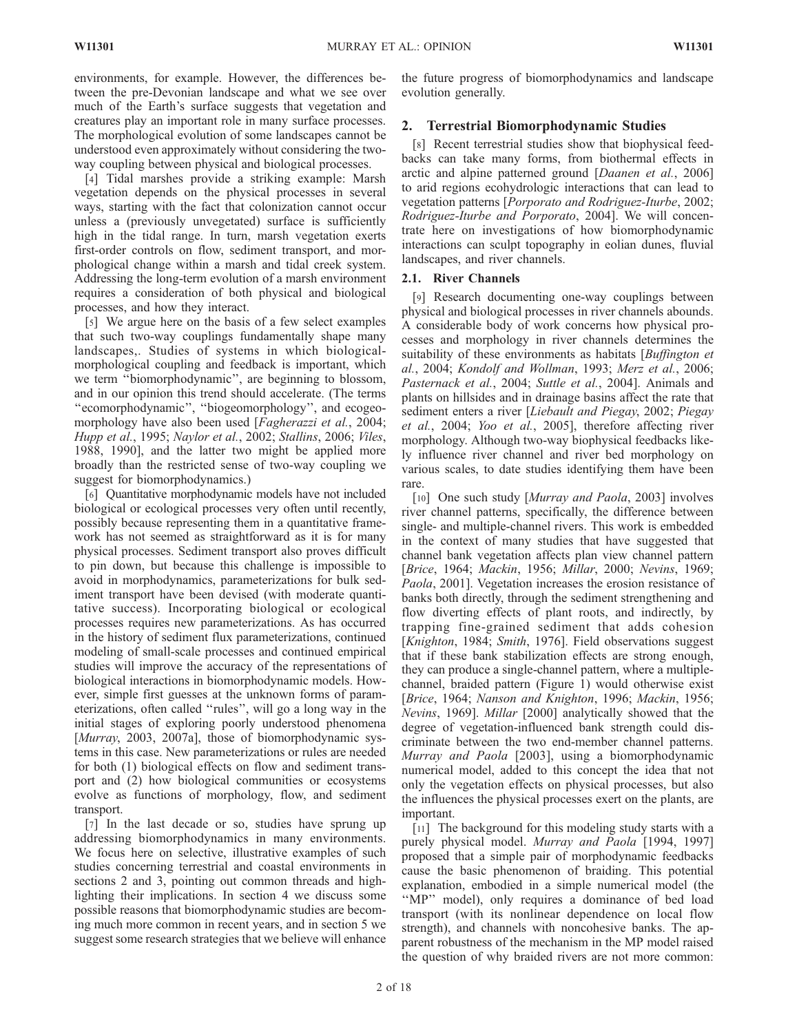environments, for example. However, the differences between the pre-Devonian landscape and what we see over much of the Earth's surface suggests that vegetation and creatures play an important role in many surface processes. The morphological evolution of some landscapes cannot be understood even approximately without considering the two-way coupling between physical and biological processes.

[4] Tidal marshes provide a striking example: Marsh vegetation depends on the physical processes in several ways, starting with the fact that colonization cannot occur unless a (previously unvegetated) surface is sufficiently high in the tidal range. In turn, marsh vegetation exerts first-order controls on flow, sediment transport, and morphological change within a marsh and tidal creek system. Addressing the long-term evolution of a marsh environment requires a consideration of both physical and biological processes, and how they interact.

[5] We argue here on the basis of a few select examples that such two-way couplings fundamentally shape many landscapes,. Studies of systems in which biological-morphological coupling and feedback is important, which we term "biomorphodynamic", are beginning to blossom, and in our opinion this trend should accelerate. (The terms "ecomorphodynamic", "biogeomorphology", and ecogeomorphology have also been used [*Fagherazzi et al.*, 2004; *Hupp et al.*, 1995; *Naylor et al.*, 2002; *Stallins*, 2006; *Viles*, 1988, 1990], and the latter two might be applied more broadly than the restricted sense of two-way coupling we suggest for biomorphodynamics.)

[6] Quantitative morphodynamic models have not included biological or ecological processes very often until recently, possibly because representing them in a quantitative framework has not seemed as straightforward as it is for many physical processes. Sediment transport also proves difficult to pin down, but because this challenge is impossible to avoid in morphodynamics, parameterizations for bulk sediment transport have been devised (with moderate quantitative success). Incorporating biological or ecological processes requires new parameterizations. As has occurred in the history of sediment flux parameterizations, continued modeling of small-scale processes and continued empirical studies will improve the accuracy of the representations of biological interactions in biomorphodynamic models. However, simple first guesses at the unknown forms of parameterizations, often called "rules", will go a long way in the initial stages of exploring poorly understood phenomena [*Murray*, 2003, 2007a], those of biomorphodynamic systems in this case. New parameterizations or rules are needed for both (1) biological effects on flow and sediment transport and (2) how biological communities or ecosystems evolve as functions of morphology, flow, and sediment transport.

[7] In the last decade or so, studies have sprung up addressing biomorphodynamics in many environments. We focus here on selective, illustrative examples of such studies concerning terrestrial and coastal environments in sections 2 and 3, pointing out common threads and highlighting their implications. In section 4 we discuss some possible reasons that biomorphodynamic studies are becoming much more common in recent years, and in section 5 we suggest some research strategies that we believe will enhance the future progress of biomorphodynamics and landscape evolution generally.

## 2. Terrestrial Biomorphodynamic Studies

[8] Recent terrestrial studies show that biophysical feedbacks can take many forms, from biothermal effects in arctic and alpine patterned ground [*Daanen et al.*, 2006] to arid regions ecohydrologic interactions that can lead to vegetation patterns [*Porporato and Rodriguez-Iturbe*, 2002; *Rodriguez-Iturbe and Porporato*, 2004]. We will concentrate here on investigations of how biomorphodynamic interactions can sculpt topography in eolian dunes, fluvial landscapes, and river channels.

### 2.1. River Channels

[9] Research documenting one-way couplings between physical and biological processes in river channels abounds. A considerable body of work concerns how physical processes and morphology in river channels determines the suitability of these environments as habitats [*Buffington et al.*, 2004; *Kondolf and Wollman*, 1993; *Merz et al.*, 2006; *Pasternack et al.*, 2004; *Suttle et al.*, 2004]. Animals and plants on hillsides and in drainage basins affect the rate that sediment enters a river [*Liebault and Piegay*, 2002; *Piegay et al.*, 2004; *Yoo et al.*, 2005], therefore affecting river morphology. Although two-way biophysical feedbacks likely influence river channel and river bed morphology on various scales, to date studies identifying them have been rare.

[10] One such study [*Murray and Paola*, 2003] involves river channel patterns, specifically, the difference between single- and multiple-channel rivers. This work is embedded in the context of many studies that have suggested that channel bank vegetation affects plan view channel pattern [*Brice*, 1964; *Mackin*, 1956; *Millar*, 2000; *Nevins*, 1969; *Paola*, 2001]. Vegetation increases the erosion resistance of banks both directly, through the sediment strengthening and flow diverting effects of plant roots, and indirectly, by trapping fine-grained sediment that adds cohesion [*Knighton*, 1984; *Smith*, 1976]. Field observations suggest that if these bank stabilization effects are strong enough, they can produce a single-channel pattern, where a multiple-channel, braided pattern (Figure 1) would otherwise exist [*Brice*, 1964; *Nanson and Knighton*, 1996; *Mackin*, 1956; *Nevins*, 1969]. *Millar* [2000] analytically showed that the degree of vegetation-influenced bank strength could discriminate between the two end-member channel patterns. *Murray and Paola* [2003], using a biomorphodynamic numerical model, added to this concept the idea that not only the vegetation effects on physical processes, but also the influences the physical processes exert on the plants, are important.

[11] The background for this modeling study starts with a purely physical model. *Murray and Paola* [1994, 1997] proposed that a simple pair of morphodynamic feedbacks cause the basic phenomenon of braiding. This potential explanation, embodied in a simple numerical model (the "MP" model), only requires a dominance of bed load transport (with its nonlinear dependence on local flow strength), and channels with noncohesive banks. The apparent robustness of the mechanism in the MP model raised the question of why braided rivers are not more common: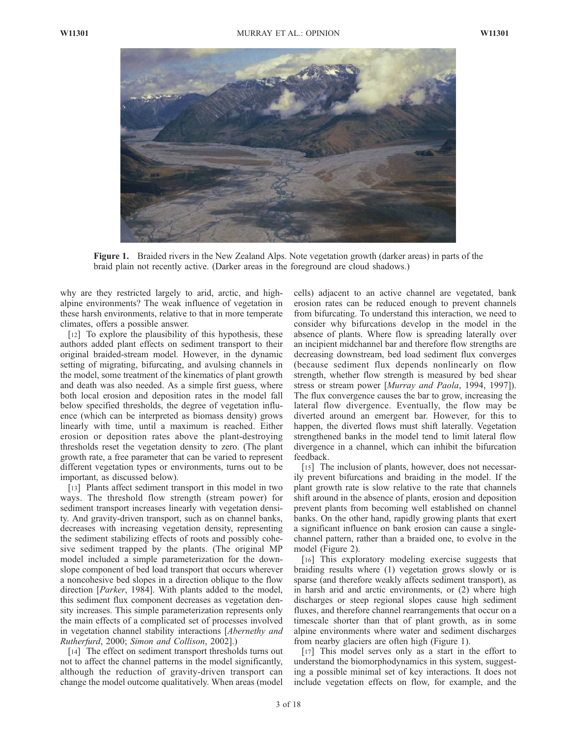**Figure 1.** Braided rivers in the New Zealand Alps. Note vegetation growth (darker areas) in parts of the braid plain not recently active. (Darker areas in the foreground are cloud shadows.)

why are they restricted largely to arid, arctic, and high-alpine environments? The weak influence of vegetation in these harsh environments, relative to that in more temperate climates, offers a possible answer.

[12] To explore the plausibility of this hypothesis, these authors added plant effects on sediment transport to their original braided-stream model. However, in the dynamic setting of migrating, bifurcating, and avulsing channels in the model, some treatment of the kinematics of plant growth and death was also needed. As a simple first guess, where both local erosion and deposition rates in the model fall below specified thresholds, the degree of vegetation influence (which can be interpreted as biomass density) grows linearly with time, until a maximum is reached. Either erosion or deposition rates above the plant-destroying thresholds reset the vegetation density to zero. (The plant growth rate, a free parameter that can be varied to represent different vegetation types or environments, turns out to be important, as discussed below).

[13] Plants affect sediment transport in this model in two ways. The threshold flow strength (stream power) for sediment transport increases linearly with vegetation density. And gravity-driven transport, such as on channel banks, decreases with increasing vegetation density, representing the sediment stabilizing effects of roots and possibly cohesive sediment trapped by the plants. (The original MP model included a simple parameterization for the downslope component of bed load transport that occurs wherever a noncohesive bed slopes in a direction oblique to the flow direction [*Parker*, 1984]. With plants added to the model, this sediment flux component decreases as vegetation density increases. This simple parameterization represents only the main effects of a complicated set of processes involved in vegetation channel stability interactions [*Abernethy and Rutherfurd*, 2000; *Simon and Collison*, 2002].)

[14] The effect on sediment transport thresholds turns out not to affect the channel patterns in the model significantly, although the reduction of gravity-driven transport can change the model outcome qualitatively. When areas (model cells) adjacent to an active channel are vegetated, bank erosion rates can be reduced enough to prevent channels from bifurcating. To understand this interaction, we need to consider why bifurcations develop in the model in the absence of plants. Where flow is spreading laterally over an incipient midchannel bar and therefore flow strengths are decreasing downstream, bed load sediment flux converges (because sediment flux depends nonlinearly on flow strength, whether flow strength is measured by bed shear stress or stream power [*Murray and Paola*, 1994, 1997]). The flux convergence causes the bar to grow, increasing the lateral flow divergence. Eventually, the flow may be diverted around an emergent bar. However, for this to happen, the diverted flows must shift laterally. Vegetation strengthened banks in the model tend to limit lateral flow divergence in a channel, which can inhibit the bifurcation feedback.

[15] The inclusion of plants, however, does not necessarily prevent bifurcations and braiding in the model. If the plant growth rate is slow relative to the rate that channels shift around in the absence of plants, erosion and deposition prevent plants from becoming well established on channel banks. On the other hand, rapidly growing plants that exert a significant influence on bank erosion can cause a single-channel pattern, rather than a braided one, to evolve in the model (Figure 2).

[16] This exploratory modeling exercise suggests that braiding results where (1) vegetation grows slowly or is sparse (and therefore weakly affects sediment transport), as in harsh arid and arctic environments, or (2) where high discharges or steep regional slopes cause high sediment fluxes, and therefore channel rearrangements that occur on a timescale shorter than that of plant growth, as in some alpine environments where water and sediment discharges from nearby glaciers are often high (Figure 1).

[17] This model serves only as a start in the effort to understand the biomorphodynamics in this system, suggesting a possible minimal set of key interactions. It does not include vegetation effects on flow, for example, and the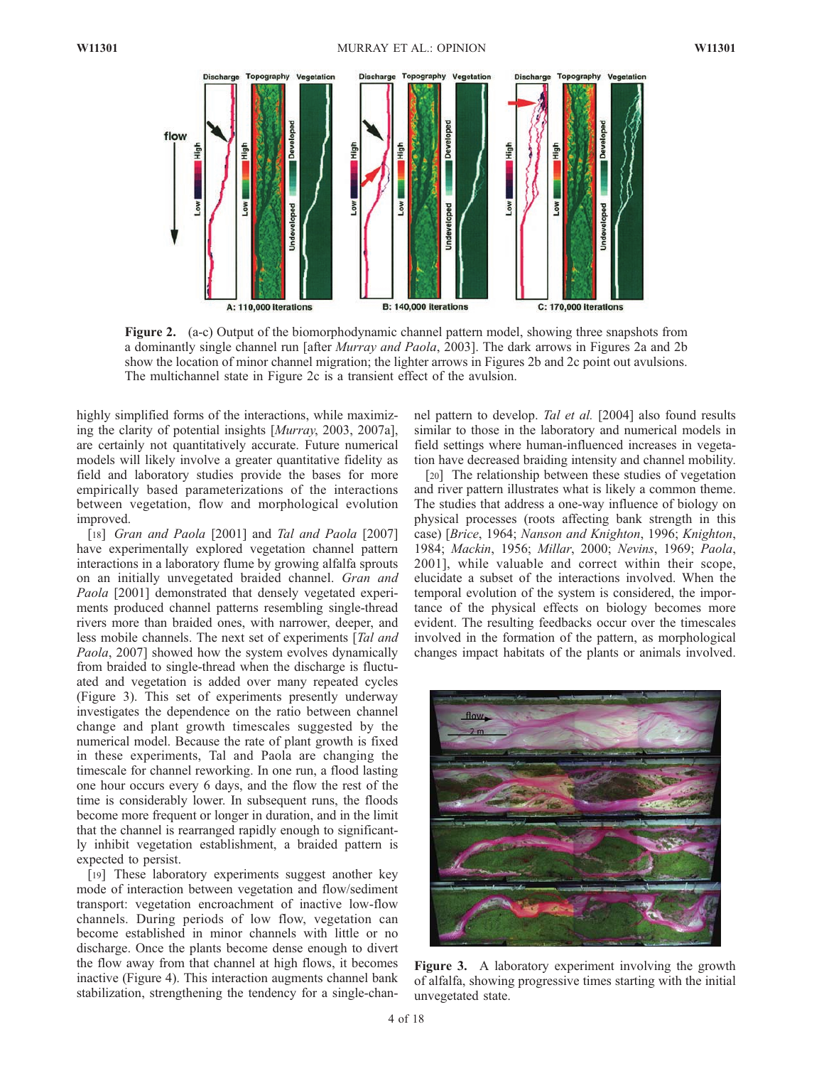**Figure 2.** (a-c) Output of the biomorphodynamic channel pattern model, showing three snapshots from a dominantly single channel run [after *Murray and Paola*, 2003]. The dark arrows in Figures 2a and 2b show the location of minor channel migration; the lighter arrows in Figures 2b and 2c point out avulsions. The multichannel state in Figure 2c is a transient effect of the avulsion.

highly simplified forms of the interactions, while maximizing the clarity of potential insights [*Murray*, 2003, 2007a], are certainly not quantitatively accurate. Future numerical models will likely involve a greater quantitative fidelity as field and laboratory studies provide the bases for more empirically based parameterizations of the interactions between vegetation, flow and morphological evolution improved.

[18] *Gran and Paola* [2001] and *Tal and Paola* [2007] have experimentally explored vegetation channel pattern interactions in a laboratory flume by growing alfalfa sprouts on an initially unvegetated braided channel. *Gran and Paola* [2001] demonstrated that densely vegetated experiments produced channel patterns resembling single-thread rivers more than braided ones, with narrower, deeper, and less mobile channels. The next set of experiments [*Tal and Paola*, 2007] showed how the system evolves dynamically from braided to single-thread when the discharge is fluctuated and vegetation is added over many repeated cycles (Figure 3). This set of experiments presently underway investigates the dependence on the ratio between channel change and plant growth timescales suggested by the numerical model. Because the rate of plant growth is fixed in these experiments, Tal and Paola are changing the timescale for channel reworking. In one run, a flood lasting one hour occurs every 6 days, and the flow the rest of the time is considerably lower. In subsequent runs, the floods become more frequent or longer in duration, and in the limit that the channel is rearranged rapidly enough to significantly inhibit vegetation establishment, a braided pattern is expected to persist.

[19] These laboratory experiments suggest another key mode of interaction between vegetation and flow/sediment transport: vegetation encroachment of inactive low-flow channels. During periods of low flow, vegetation can become established in minor channels with little or no discharge. Once the plants become dense enough to divert the flow away from that channel at high flows, it becomes inactive (Figure 4). This interaction augments channel bank stabilization, strengthening the tendency for a single-channel pattern to develop. *Tal et al.* [2004] also found results similar to those in the laboratory and numerical models in field settings where human-influenced increases in vegetation have decreased braiding intensity and channel mobility.

[20] The relationship between these studies of vegetation and river pattern illustrates what is likely a common theme. The studies that address a one-way influence of biology on physical processes (roots affecting bank strength in this case) [*Brice*, 1964; *Nanson and Knighton*, 1996; *Knighton*, 1984; *Mackin*, 1956; *Millar*, 2000; *Nevins*, 1969; *Paola*, 2001], while valuable and correct within their scope, elucidate a subset of the interactions involved. When the temporal evolution of the system is considered, the importance of the physical effects on biology becomes more evident. The resulting feedbacks occur over the timescales involved in the formation of the pattern, as morphological changes impact habitats of the plants or animals involved.

**Figure 3.** A laboratory experiment involving the growth of alfalfa, showing progressive times starting with the initial unvegetated state.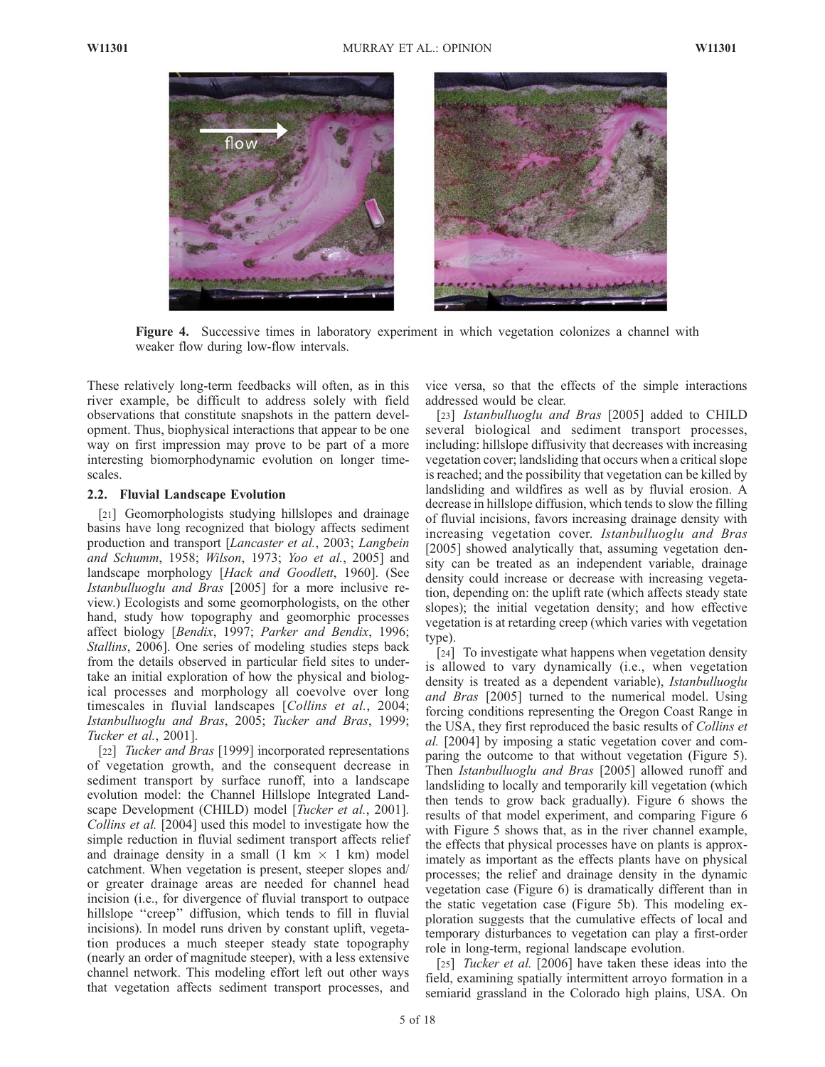**Figure 4.** Successive times in laboratory experiment in which vegetation colonizes a channel with weaker flow during low-flow intervals.

These relatively long-term feedbacks will often, as in this river example, be difficult to address solely with field observations that constitute snapshots in the pattern development. Thus, biophysical interactions that appear to be one way on first impression may prove to be part of a more interesting biomorphodynamic evolution on longer timescales.

### 2.2. Fluvial Landscape Evolution

[21] Geomorphologists studying hillslopes and drainage basins have long recognized that biology affects sediment production and transport [*Lancaster et al.*, 2003; *Langbein and Schumm*, 1958; *Wilson*, 1973; *Yoo et al.*, 2005] and landscape morphology [*Hack and Goodlett*, 1960]. (See *Istanbulluoglu and Bras* [2005] for a more inclusive review.) Ecologists and some geomorphologists, on the other hand, study how topography and geomorphic processes affect biology [*Bendix*, 1997; *Parker and Bendix*, 1996; *Stallins*, 2006]. One series of modeling studies steps back from the details observed in particular field sites to undertake an initial exploration of how the physical and biological processes and morphology all coevolve over long timescales in fluvial landscapes [*Collins et al.*, 2004; *Istanbulluoglu and Bras*, 2005; *Tucker and Bras*, 1999; *Tucker et al.*, 2001].

[22] *Tucker and Bras* [1999] incorporated representations of vegetation growth, and the consequent decrease in sediment transport by surface runoff, into a landscape evolution model: the Channel Hillslope Integrated Landscape Development (CHILD) model [*Tucker et al.*, 2001]. *Collins et al.* [2004] used this model to investigate how the simple reduction in fluvial sediment transport affects relief and drainage density in a small (1 km × 1 km) model catchment. When vegetation is present, steeper slopes and/or greater drainage areas are needed for channel head incision (i.e., for divergence of fluvial transport to outpace hillslope "creep" diffusion, which tends to fill in fluvial incisions). In model runs driven by constant uplift, vegetation produces a much steeper steady state topography (nearly an order of magnitude steeper), with a less extensive channel network. This modeling effort left out other ways that vegetation affects sediment transport processes, and vice versa, so that the effects of the simple interactions addressed would be clear.

[23] *Istanbulluoglu and Bras* [2005] added to CHILD several biological and sediment transport processes, including: hillslope diffusivity that decreases with increasing vegetation cover; landsliding that occurs when a critical slope is reached; and the possibility that vegetation can be killed by landsliding and wildfires as well as by fluvial erosion. A decrease in hillslope diffusion, which tends to slow the filling of fluvial incisions, favors increasing drainage density with increasing vegetation cover. *Istanbulluoglu and Bras* [2005] showed analytically that, assuming vegetation density can be treated as an independent variable, drainage density could increase or decrease with increasing vegetation, depending on: the uplift rate (which affects steady state slopes); the initial vegetation density; and how effective vegetation is at retarding creep (which varies with vegetation type).

[24] To investigate what happens when vegetation density is allowed to vary dynamically (i.e., when vegetation density is treated as a dependent variable), *Istanbulluoglu and Bras* [2005] turned to the numerical model. Using forcing conditions representing the Oregon Coast Range in the USA, they first reproduced the basic results of *Collins et al.* [2004] by imposing a static vegetation cover and comparing the outcome to that without vegetation (Figure 5). Then *Istanbulluoglu and Bras* [2005] allowed runoff and landsliding to locally and temporarily kill vegetation (which then tends to grow back gradually). Figure 6 shows the results of that model experiment, and comparing Figure 6 with Figure 5 shows that, as in the river channel example, the effects that physical processes have on plants is approximately as important as the effects plants have on physical processes; the relief and drainage density in the dynamic vegetation case (Figure 6) is dramatically different than in the static vegetation case (Figure 5b). This modeling exploration suggests that the cumulative effects of local and temporary disturbances to vegetation can play a first-order role in long-term, regional landscape evolution.

[25] *Tucker et al.* [2006] have taken these ideas into the field, examining spatially intermittent arroyo formation in a semiarid grassland in the Colorado high plains, USA. On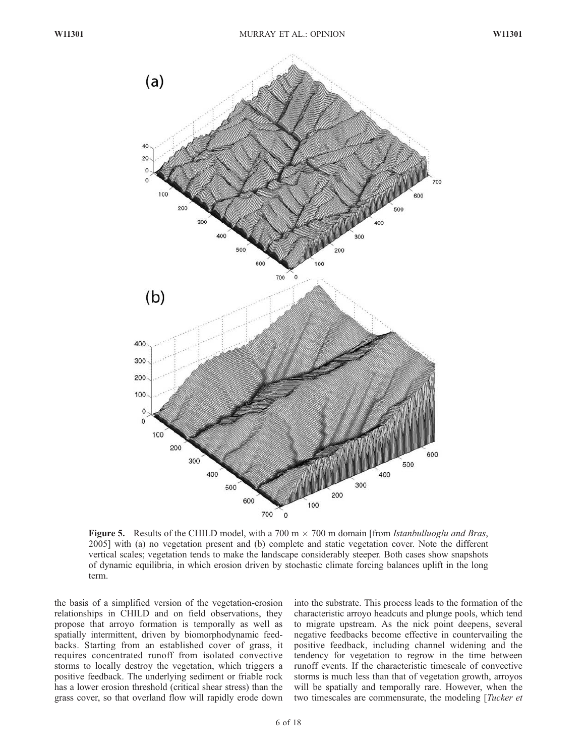**Figure 5.** Results of the CHILD model, with a 700 m × 700 m domain [from *Istanbulluoglu and Bras*, 2005] with (a) no vegetation present and (b) complete and static vegetation cover. Note the different vertical scales; vegetation tends to make the landscape considerably steeper. Both cases show snapshots of dynamic equilibria, in which erosion driven by stochastic climate forcing balances uplift in the long term.

the basis of a simplified version of the vegetation-erosion relationships in CHILD and on field observations, they propose that arroyo formation is temporally as well as spatially intermittent, driven by biomorphodynamic feedbacks. Starting from an established cover of grass, it requires concentrated runoff from isolated convective storms to locally destroy the vegetation, which triggers a positive feedback. The underlying sediment or friable rock has a lower erosion threshold (critical shear stress) than the grass cover, so that overland flow will rapidly erode down into the substrate. This process leads to the formation of the characteristic arroyo headcuts and plunge pools, which tend to migrate upstream. As the nick point deepens, several negative feedbacks become effective in countervailing the positive feedback, including channel widening and the tendency for vegetation to regrow in the time between runoff events. If the characteristic timescale of convective storms is much less than that of vegetation growth, arroyos will be spatially and temporally rare. However, when the two timescales are commensurate, the modeling [*Tucker et*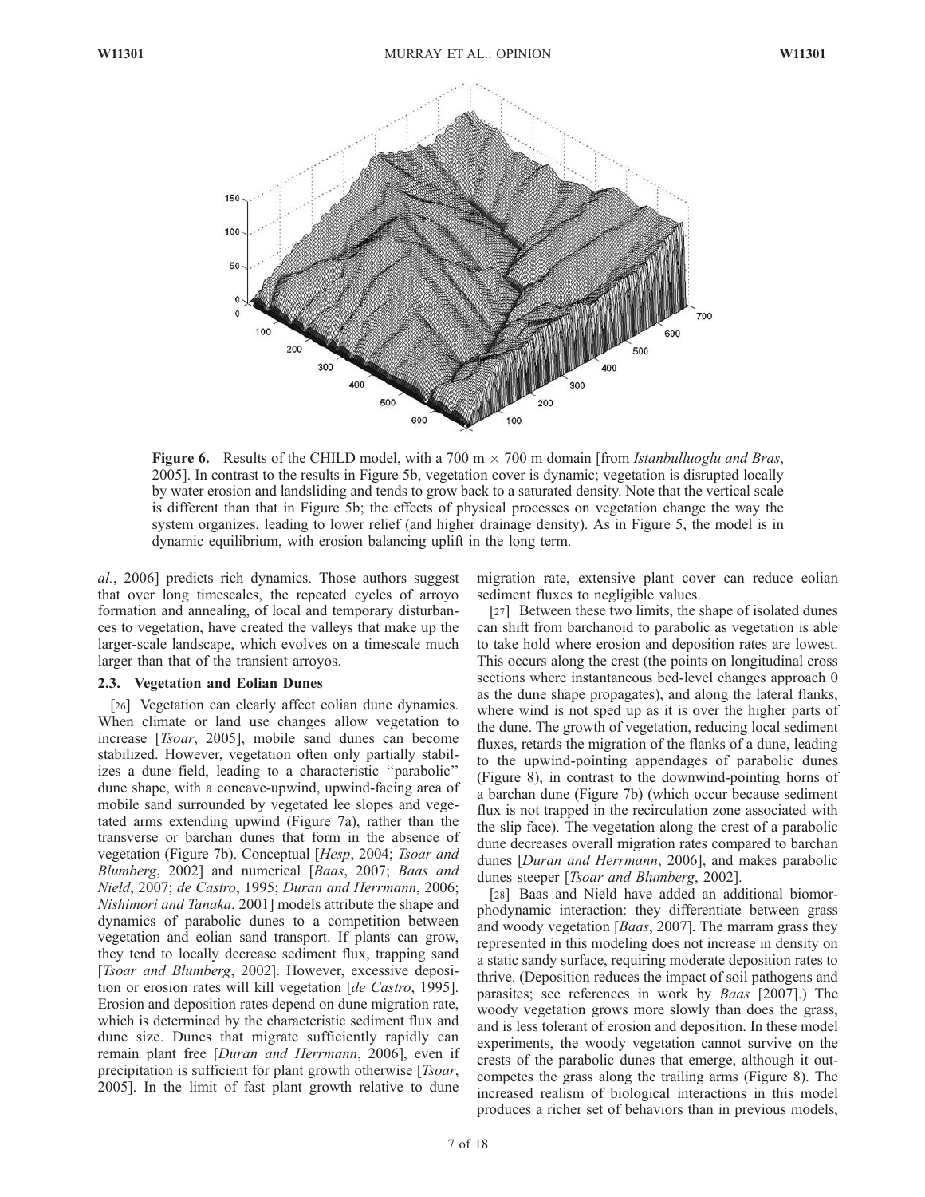**Figure 6.** Results of the CHILD model, with a 700 m × 700 m domain [from *Istanbulluoglu and Bras*, 2005]. In contrast to the results in Figure 5b, vegetation cover is dynamic; vegetation is disrupted locally by water erosion and landsliding and tends to grow back to a saturated density. Note that the vertical scale is different than that in Figure 5b; the effects of physical processes on vegetation change the way the system organizes, leading to lower relief (and higher drainage density). As in Figure 5, the model is in dynamic equilibrium, with erosion balancing uplift in the long term.

*al.*, 2006] predicts rich dynamics. Those authors suggest that over long timescales, the repeated cycles of arroyo formation and annealing, of local and temporary disturbances to vegetation, have created the valleys that make up the larger-scale landscape, which evolves on a timescale much larger than that of the transient arroyos.

### 2.3. Vegetation and Eolian Dunes

[26] Vegetation can clearly affect eolian dune dynamics. When climate or land use changes allow vegetation to increase [*Tsoar*, 2005], mobile sand dunes can become stabilized. However, vegetation often only partially stabilizes a dune field, leading to a characteristic "parabolic" dune shape, with a concave-upwind, upwind-facing area of mobile sand surrounded by vegetated lee slopes and vegetated arms extending upwind (Figure 7a), rather than the transverse or barchan dunes that form in the absence of vegetation (Figure 7b). Conceptual [*Hesp*, 2004; *Tsoar and Blumberg*, 2002] and numerical [*Baas*, 2007; *Baas and Nield*, 2007; *de Castro*, 1995; *Duran and Herrmann*, 2006; *Nishimori and Tanaka*, 2001] models attribute the shape and dynamics of parabolic dunes to a competition between vegetation and eolian sand transport. If plants can grow, they tend to locally decrease sediment flux, trapping sand [*Tsoar and Blumberg*, 2002]. However, excessive deposition or erosion rates will kill vegetation [*de Castro*, 1995]. Erosion and deposition rates depend on dune migration rate, which is determined by the characteristic sediment flux and dune size. Dunes that migrate sufficiently rapidly can remain plant free [*Duran and Herrmann*, 2006], even if precipitation is sufficient for plant growth otherwise [*Tsoar*, 2005]. In the limit of fast plant growth relative to dune migration rate, extensive plant cover can reduce eolian sediment fluxes to negligible values.

[27] Between these two limits, the shape of isolated dunes can shift from barchanoid to parabolic as vegetation is able to take hold where erosion and deposition rates are lowest. This occurs along the crest (the points on longitudinal cross sections where instantaneous bed-level changes approach 0 as the dune shape propagates), and along the lateral flanks, where wind is not sped up as it is over the higher parts of the dune. The growth of vegetation, reducing local sediment fluxes, retards the migration of the flanks of a dune, leading to the upwind-pointing appendages of parabolic dunes (Figure 8), in contrast to the downwind-pointing horns of a barchan dune (Figure 7b) (which occur because sediment flux is not trapped in the recirculation zone associated with the slip face). The vegetation along the crest of a parabolic dune decreases overall migration rates compared to barchan dunes [*Duran and Herrmann*, 2006], and makes parabolic dunes steeper [*Tsoar and Blumberg*, 2002].

[28] Baas and Nield have added an additional biomorphodynamic interaction: they differentiate between grass and woody vegetation [*Baas*, 2007]. The marram grass they represented in this modeling does not increase in density on a static sandy surface, requiring moderate deposition rates to thrive. (Deposition reduces the impact of soil pathogens and parasites; see references in work by *Baas* [2007].) The woody vegetation grows more slowly than does the grass, and is less tolerant of erosion and deposition. In these model experiments, the woody vegetation cannot survive on the crests of the parabolic dunes that emerge, although it outcompetes the grass along the trailing arms (Figure 8). The increased realism of biological interactions in this model produces a richer set of behaviors than in previous models,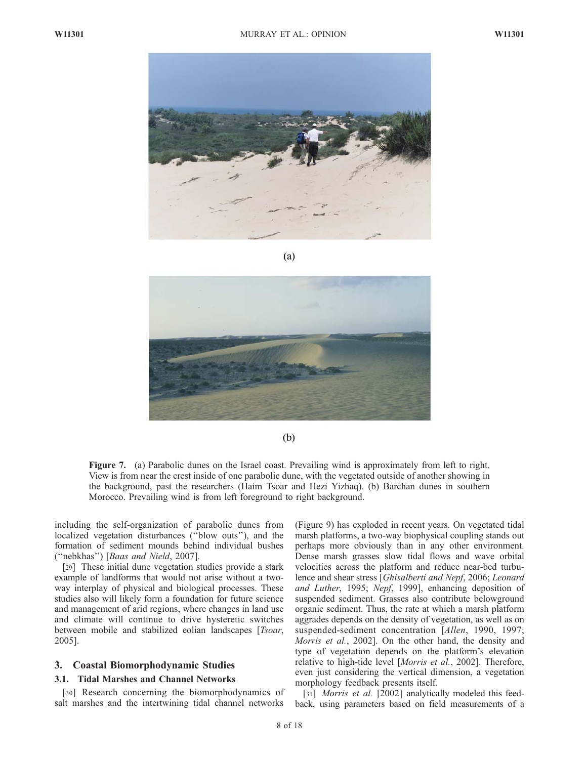(a)

(b)

**Figure 7.** (a) Parabolic dunes on the Israel coast. Prevailing wind is approximately from left to right. View is from near the crest inside of one parabolic dune, with the vegetated outside of another showing in the background, past the researchers (Haim Tsoar and Hezi Yizhaq). (b) Barchan dunes in southern Morocco. Prevailing wind is from left foreground to right background.

including the self-organization of parabolic dunes from localized vegetation disturbances ("blow outs"), and the formation of sediment mounds behind individual bushes ("nebkhas") [*Baas and Nield*, 2007].

[29] These initial dune vegetation studies provide a stark example of landforms that would not arise without a two-way interplay of physical and biological processes. These studies also will likely form a foundation for future science and management of arid regions, where changes in land use and climate will continue to drive hysteretic switches between mobile and stabilized eolian landscapes [*Tsoar*, 2005].

## 3. Coastal Biomorphodynamic Studies

### 3.1. Tidal Marshes and Channel Networks

[30] Research concerning the biomorphodynamics of salt marshes and the intertwining tidal channel networks (Figure 9) has exploded in recent years. On vegetated tidal marsh platforms, a two-way biophysical coupling stands out perhaps more obviously than in any other environment. Dense marsh grasses slow tidal flows and wave orbital velocities across the platform and reduce near-bed turbulence and shear stress [*Ghisalberti and Nepf*, 2006; *Leonard and Luther*, 1995; *Nepf*, 1999], enhancing deposition of suspended sediment. Grasses also contribute belowground organic sediment. Thus, the rate at which a marsh platform aggrades depends on the density of vegetation, as well as on suspended-sediment concentration [*Allen*, 1990, 1997; *Morris et al.*, 2002]. On the other hand, the density and type of vegetation depends on the platform's elevation relative to high-tide level [*Morris et al.*, 2002]. Therefore, even just considering the vertical dimension, a vegetation morphology feedback presents itself.

[31] *Morris et al.* [2002] analytically modeled this feedback, using parameters based on field measurements of a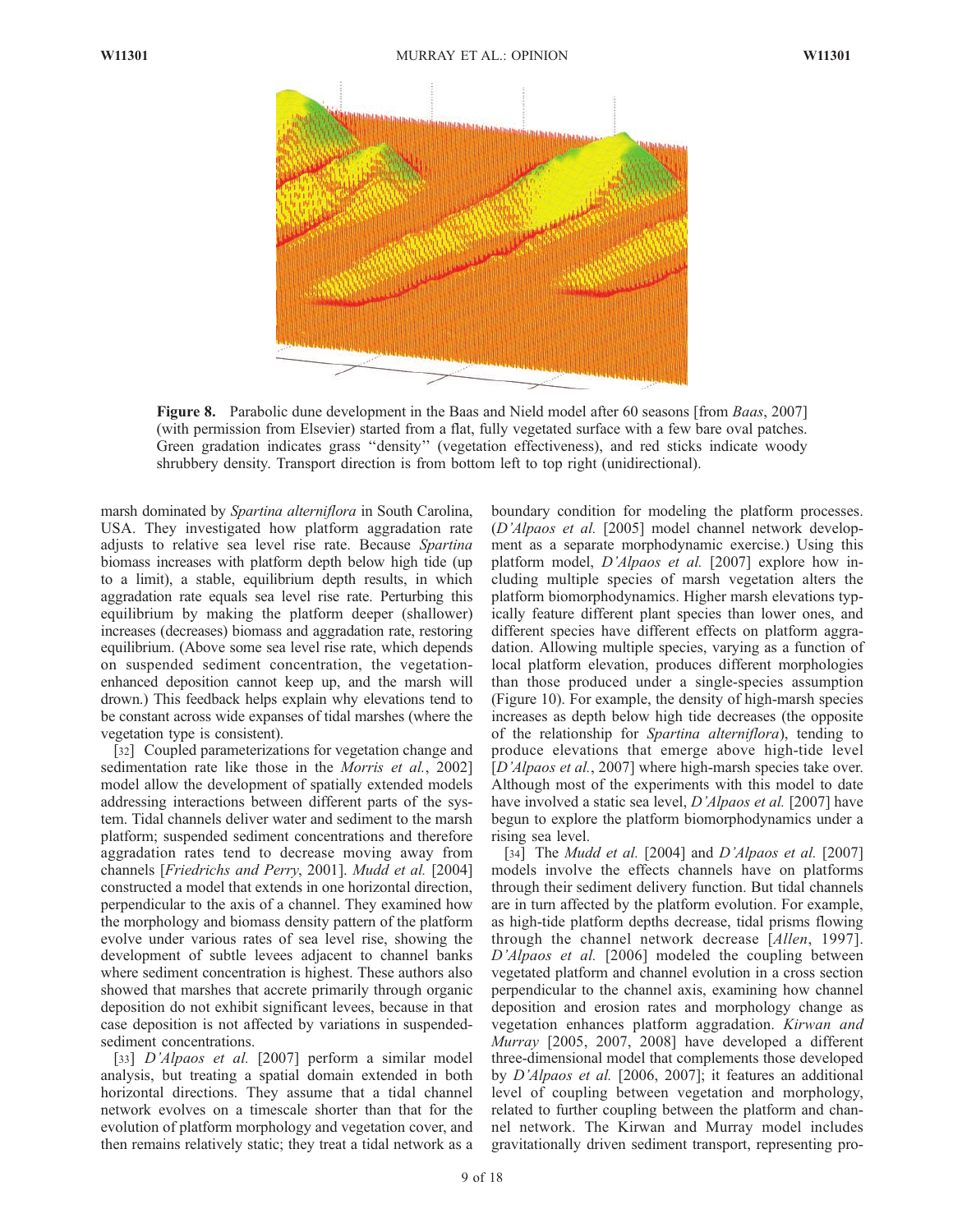**Figure 8.** Parabolic dune development in the Baas and Nield model after 60 seasons [from *Baas*, 2007] (with permission from Elsevier) started from a flat, fully vegetated surface with a few bare oval patches. Green gradation indicates grass "density" (vegetation effectiveness), and red sticks indicate woody shrubbery density. Transport direction is from bottom left to top right (unidirectional).

marsh dominated by *Spartina alterniflora* in South Carolina, USA. They investigated how platform aggradation rate adjusts to relative sea level rise rate. Because *Spartina* biomass increases with platform depth below high tide (up to a limit), a stable, equilibrium depth results, in which aggradation rate equals sea level rise rate. Perturbing this equilibrium by making the platform deeper (shallower) increases (decreases) biomass and aggradation rate, restoring equilibrium. (Above some sea level rise rate, which depends on suspended sediment concentration, the vegetation-enhanced deposition cannot keep up, and the marsh will drown.) This feedback helps explain why elevations tend to be constant across wide expanses of tidal marshes (where the vegetation type is consistent).

[32] Coupled parameterizations for vegetation change and sedimentation rate like those in the *Morris et al.*, 2002] model allow the development of spatially extended models addressing interactions between different parts of the system. Tidal channels deliver water and sediment to the marsh platform; suspended sediment concentrations and therefore aggradation rates tend to decrease moving away from channels [*Friedrichs and Perry*, 2001]. *Mudd et al.* [2004] constructed a model that extends in one horizontal direction, perpendicular to the axis of a channel. They examined how the morphology and biomass density pattern of the platform evolve under various rates of sea level rise, showing the development of subtle levees adjacent to channel banks where sediment concentration is highest. These authors also showed that marshes that accrete primarily through organic deposition do not exhibit significant levees, because in that case deposition is not affected by variations in suspended-sediment concentrations.

[33] *D'Alpaos et al.* [2007] perform a similar model analysis, but treating a spatial domain extended in both horizontal directions. They assume that a tidal channel network evolves on a timescale shorter than that for the evolution of platform morphology and vegetation cover, and then remains relatively static; they treat a tidal network as a boundary condition for modeling the platform processes. (*D'Alpaos et al.* [2005] model channel network development as a separate morphodynamic exercise.) Using this platform model, *D'Alpaos et al.* [2007] explore how including multiple species of marsh vegetation alters the platform biomorphodynamics. Higher marsh elevations typically feature different plant species than lower ones, and different species have different effects on platform aggradation. Allowing multiple species, varying as a function of local platform elevation, produces different morphologies than those produced under a single-species assumption (Figure 10). For example, the density of high-marsh species increases as depth below high tide decreases (the opposite of the relationship for *Spartina alterniflora*), tending to produce elevations that emerge above high-tide level [*D'Alpaos et al.*, 2007] where high-marsh species take over. Although most of the experiments with this model to date have involved a static sea level, *D'Alpaos et al.* [2007] have begun to explore the platform biomorphodynamics under a rising sea level.

[34] The *Mudd et al.* [2004] and *D'Alpaos et al.* [2007] models involve the effects channels have on platforms through their sediment delivery function. But tidal channels are in turn affected by the platform evolution. For example, as high-tide platform depths decrease, tidal prisms flowing through the channel network decrease [*Allen*, 1997]. *D'Alpaos et al.* [2006] modeled the coupling between vegetated platform and channel evolution in a cross section perpendicular to the channel axis, examining how channel deposition and erosion rates and morphology change as vegetation enhances platform aggradation. *Kirwan and Murray* [2005, 2007, 2008] have developed a different three-dimensional model that complements those developed by *D'Alpaos et al.* [2006, 2007]; it features an additional level of coupling between vegetation and morphology, related to further coupling between the platform and channel network. The Kirwan and Murray model includes gravitationally driven sediment transport, representing pro-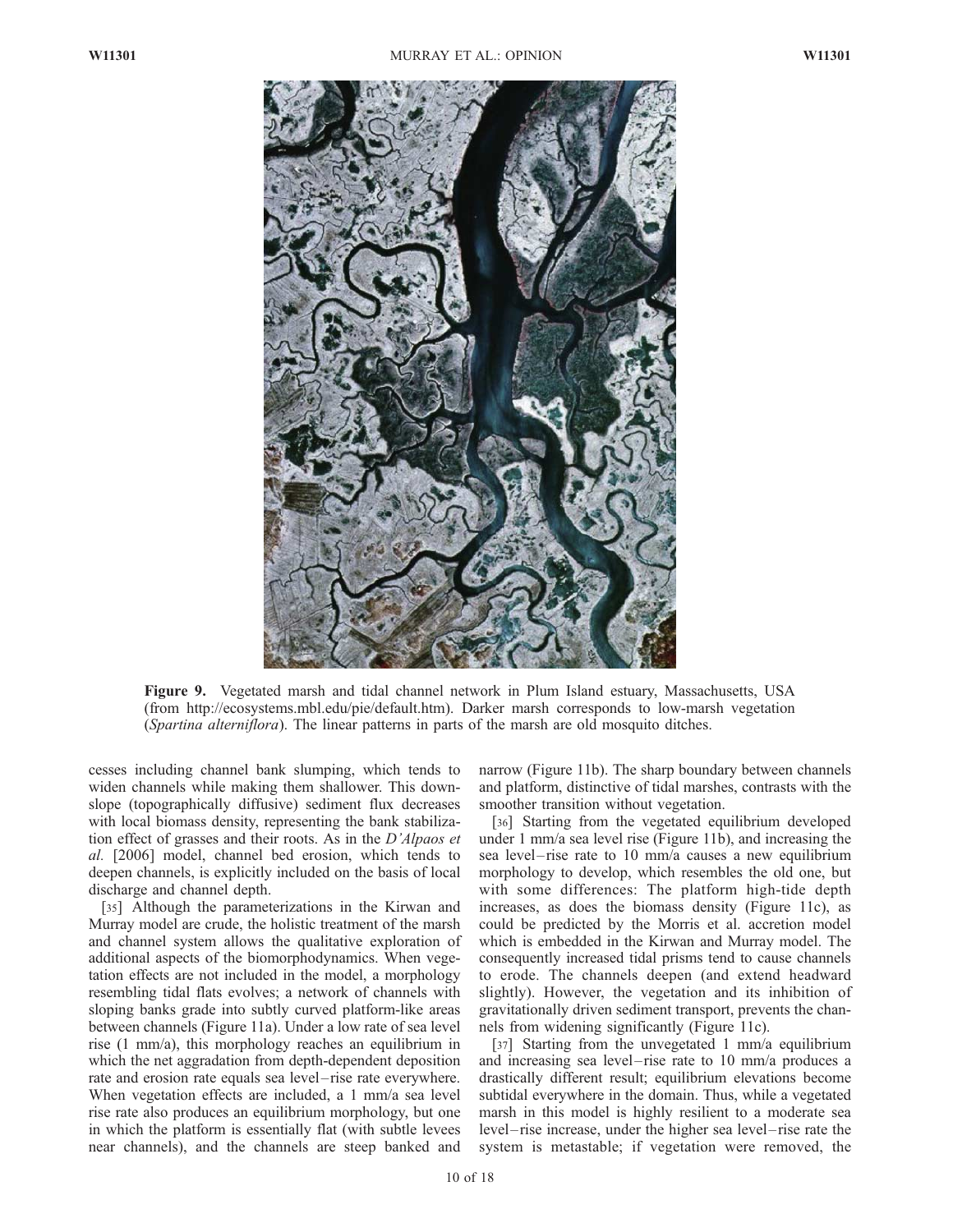**Figure 9.** Vegetated marsh and tidal channel network in Plum Island estuary, Massachusetts, USA (from http://ecosystems.mbl.edu/pie/default.htm). Darker marsh corresponds to low-marsh vegetation (*Spartina alterniflora*). The linear patterns in parts of the marsh are old mosquito ditches.

cesses including channel bank slumping, which tends to widen channels while making them shallower. This downslope (topographically diffusive) sediment flux decreases with local biomass density, representing the bank stabilization effect of grasses and their roots. As in the *D'Alpaos et al.* [2006] model, channel bed erosion, which tends to deepen channels, is explicitly included on the basis of local discharge and channel depth.

[35] Although the parameterizations in the Kirwan and Murray model are crude, the holistic treatment of the marsh and channel system allows the qualitative exploration of additional aspects of the biomorphodynamics. When vegetation effects are not included in the model, a morphology resembling tidal flats evolves; a network of channels with sloping banks grade into subtly curved platform-like areas between channels (Figure 11a). Under a low rate of sea level rise (1 mm/a), this morphology reaches an equilibrium in which the net aggradation from depth-dependent deposition rate and erosion rate equals sea level–rise rate everywhere. When vegetation effects are included, a 1 mm/a sea level rise rate also produces an equilibrium morphology, but one in which the platform is essentially flat (with subtle levees near channels), and the channels are steep banked and narrow (Figure 11b). The sharp boundary between channels and platform, distinctive of tidal marshes, contrasts with the smoother transition without vegetation.

[36] Starting from the vegetated equilibrium developed under 1 mm/a sea level rise (Figure 11b), and increasing the sea level–rise rate to 10 mm/a causes a new equilibrium morphology to develop, which resembles the old one, but with some differences: The platform high-tide depth increases, as does the biomass density (Figure 11c), as could be predicted by the Morris et al. accretion model which is embedded in the Kirwan and Murray model. The consequently increased tidal prisms tend to cause channels to erode. The channels deepen (and extend headward slightly). However, the vegetation and its inhibition of gravitationally driven sediment transport, prevents the channels from widening significantly (Figure 11c).

[37] Starting from the unvegetated 1 mm/a equilibrium and increasing sea level–rise rate to 10 mm/a produces a drastically different result; equilibrium elevations become subtidal everywhere in the domain. Thus, while a vegetated marsh in this model is highly resilient to a moderate sea level–rise increase, under the higher sea level–rise rate the system is metastable; if vegetation were removed, the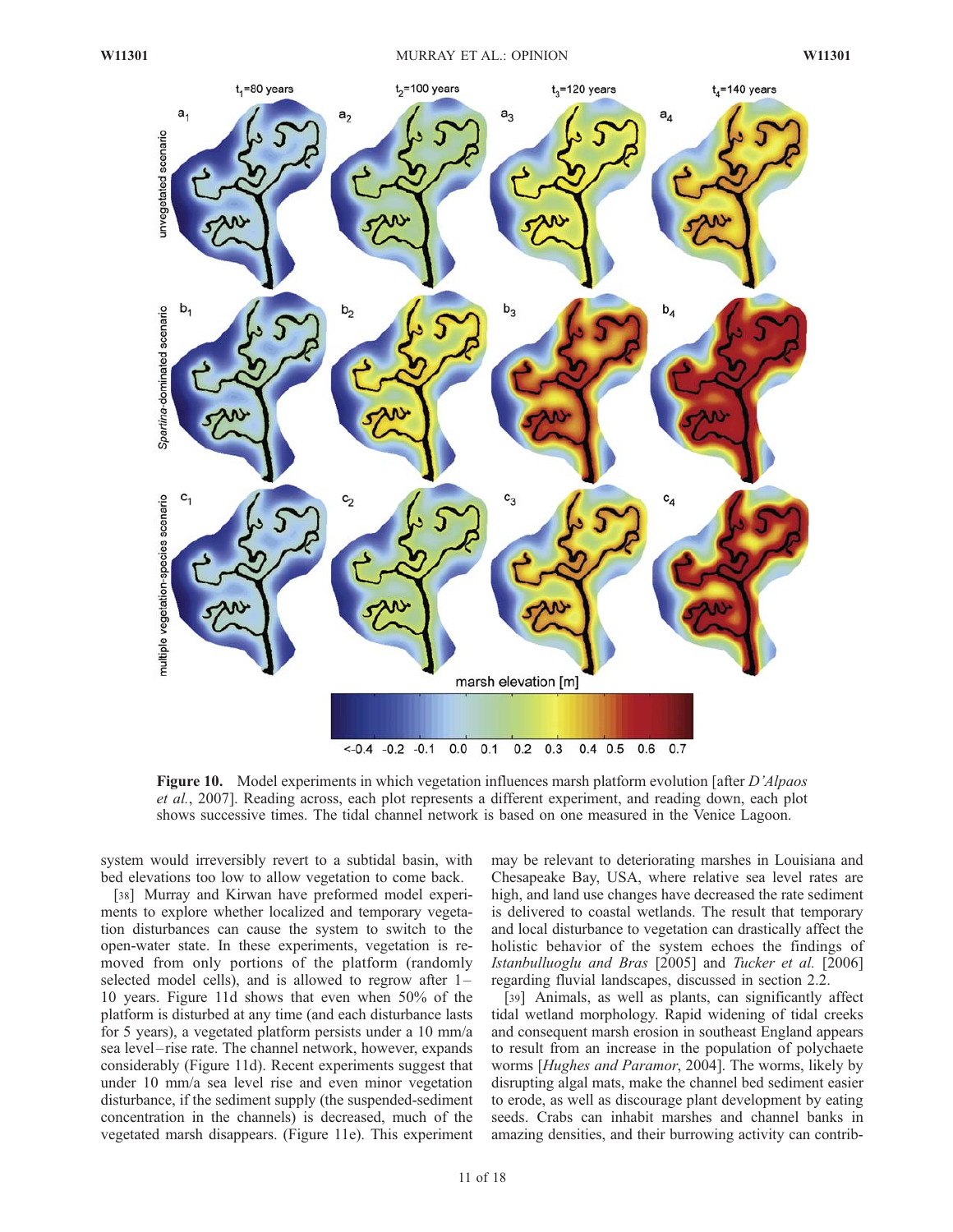Figure 10. Model experiments in which vegetation influences marsh platform evolution [after *D'Alpaos et al.*, 2007]. Reading across, each plot represents a different experiment, and reading down, each plot shows successive times. The tidal channel network is based on one measured in the Venice Lagoon.

system would irreversibly revert to a subtidal basin, with bed elevations too low to allow vegetation to come back.

[38] Murray and Kirwan have preformed model experiments to explore whether localized and temporary vegetation disturbances can cause the system to switch to the open-water state. In these experiments, vegetation is removed from only portions of the platform (randomly selected model cells), and is allowed to regrow after 1–10 years. Figure 11d shows that even when 50% of the platform is disturbed at any time (and each disturbance lasts for 5 years), a vegetated platform persists under a 10 mm/a sea level–rise rate. The channel network, however, expands considerably (Figure 11d). Recent experiments suggest that under 10 mm/a sea level rise and even minor vegetation disturbance, if the sediment supply (the suspended-sediment concentration in the channels) is decreased, much of the vegetated marsh disappears. (Figure 11e). This experiment may be relevant to deteriorating marshes in Louisiana and Chesapeake Bay, USA, where relative sea level rates are high, and land use changes have decreased the rate sediment is delivered to coastal wetlands. The result that temporary and local disturbance to vegetation can drastically affect the holistic behavior of the system echoes the findings of *Istanbulluoglu and Bras* [2005] and *Tucker et al.* [2006] regarding fluvial landscapes, discussed in section 2.2.

[39] Animals, as well as plants, can significantly affect tidal wetland morphology. Rapid widening of tidal creeks and consequent marsh erosion in southeast England appears to result from an increase in the population of polychaete worms [*Hughes and Paramor*, 2004]. The worms, likely by disrupting algal mats, make the channel bed sediment easier to erode, as well as discourage plant development by eating seeds. Crabs can inhabit marshes and channel banks in amazing densities, and their burrowing activity can contrib-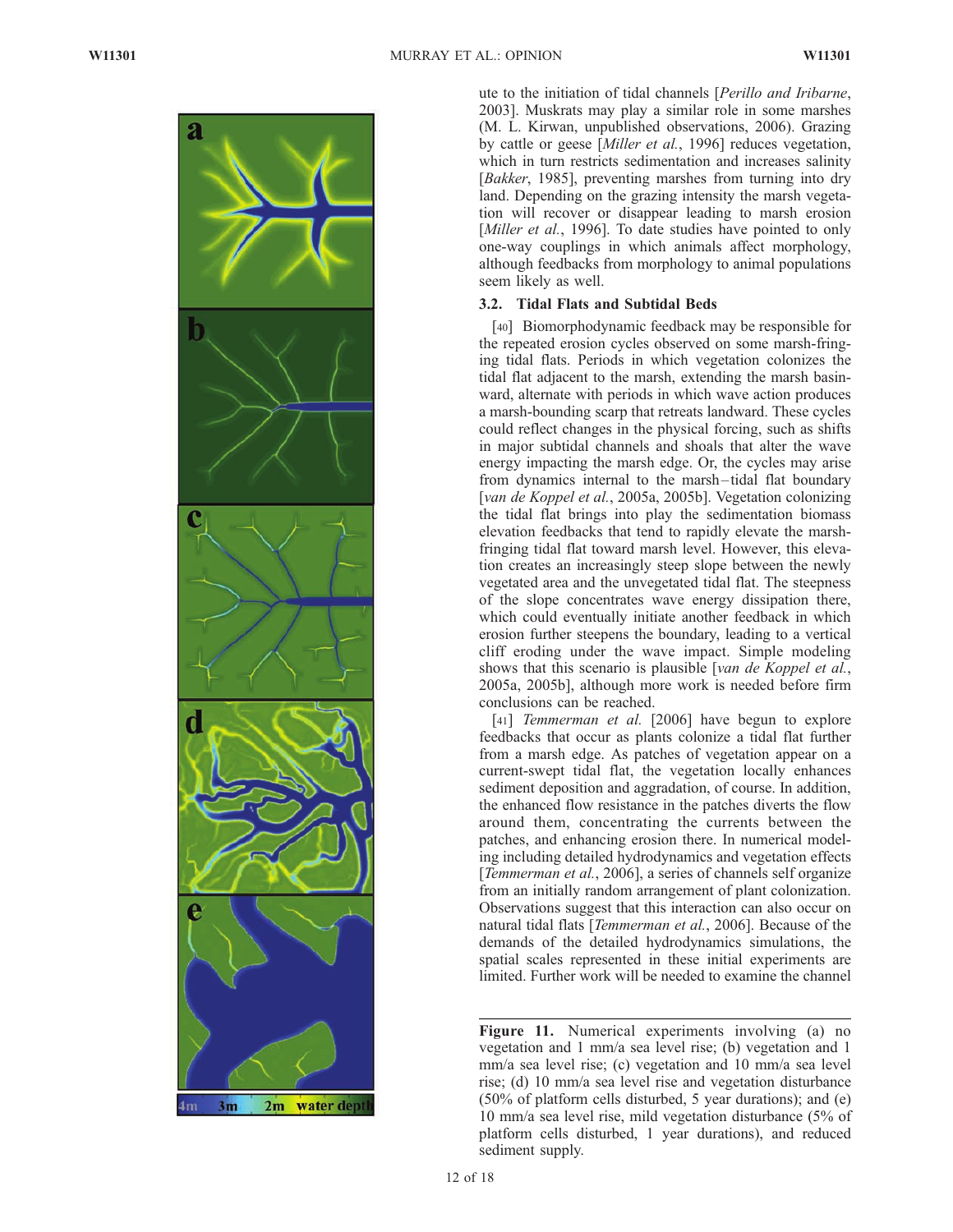ute to the initiation of tidal channels [*Perillo and Iribarne*, 2003]. Muskrats may play a similar role in some marshes (M. L. Kirwan, unpublished observations, 2006). Grazing by cattle or geese [*Miller et al.*, 1996] reduces vegetation, which in turn restricts sedimentation and increases salinity [*Bakker*, 1985], preventing marshes from turning into dry land. Depending on the grazing intensity the marsh vegetation will recover or disappear leading to marsh erosion [*Miller et al.*, 1996]. To date studies have pointed to only one-way couplings in which animals affect morphology, although feedbacks from morphology to animal populations seem likely as well.

### 3.2. Tidal Flats and Subtidal Beds

[40] Biomorphodynamic feedback may be responsible for the repeated erosion cycles observed on some marsh-fringing tidal flats. Periods in which vegetation colonizes the tidal flat adjacent to the marsh, extending the marsh basinward, alternate with periods in which wave action produces a marsh-bounding scarp that retreats landward. These cycles could reflect changes in the physical forcing, such as shifts in major subtidal channels and shoals that alter the wave energy impacting the marsh edge. Or, the cycles may arise from dynamics internal to the marsh–tidal flat boundary [*van de Koppel et al.*, 2005a, 2005b]. Vegetation colonizing the tidal flat brings into play the sedimentation biomass elevation feedbacks that tend to rapidly elevate the marsh-fringing tidal flat toward marsh level. However, this elevation creates an increasingly steep slope between the newly vegetated area and the unvegetated tidal flat. The steepness of the slope concentrates wave energy dissipation there, which could eventually initiate another feedback in which erosion further steepens the boundary, leading to a vertical cliff eroding under the wave impact. Simple modeling shows that this scenario is plausible [*van de Koppel et al.*, 2005a, 2005b], although more work is needed before firm conclusions can be reached.

[41] *Temmerman et al.* [2006] have begun to explore feedbacks that occur as plants colonize a tidal flat further from a marsh edge. As patches of vegetation appear on a current-swept tidal flat, the vegetation locally enhances sediment deposition and aggradation, of course. In addition, the enhanced flow resistance in the patches diverts the flow around them, concentrating the currents between the patches, and enhancing erosion there. In numerical modeling including detailed hydrodynamics and vegetation effects [*Temmerman et al.*, 2006], a series of channels self organize from an initially random arrangement of plant colonization. Observations suggest that this interaction can also occur on natural tidal flats [*Temmerman et al.*, 2006]. Because of the demands of the detailed hydrodynamics simulations, the spatial scales represented in these initial experiments are limited. Further work will be needed to examine the channel

**Figure 11.** Numerical experiments involving (a) no vegetation and 1 mm/a sea level rise; (b) vegetation and 1 mm/a sea level rise; (c) vegetation and 10 mm/a sea level rise; (d) 10 mm/a sea level rise and vegetation disturbance (50% of platform cells disturbed, 5 year durations); and (e) 10 mm/a sea level rise, mild vegetation disturbance (5% of platform cells disturbed, 1 year durations), and reduced sediment supply.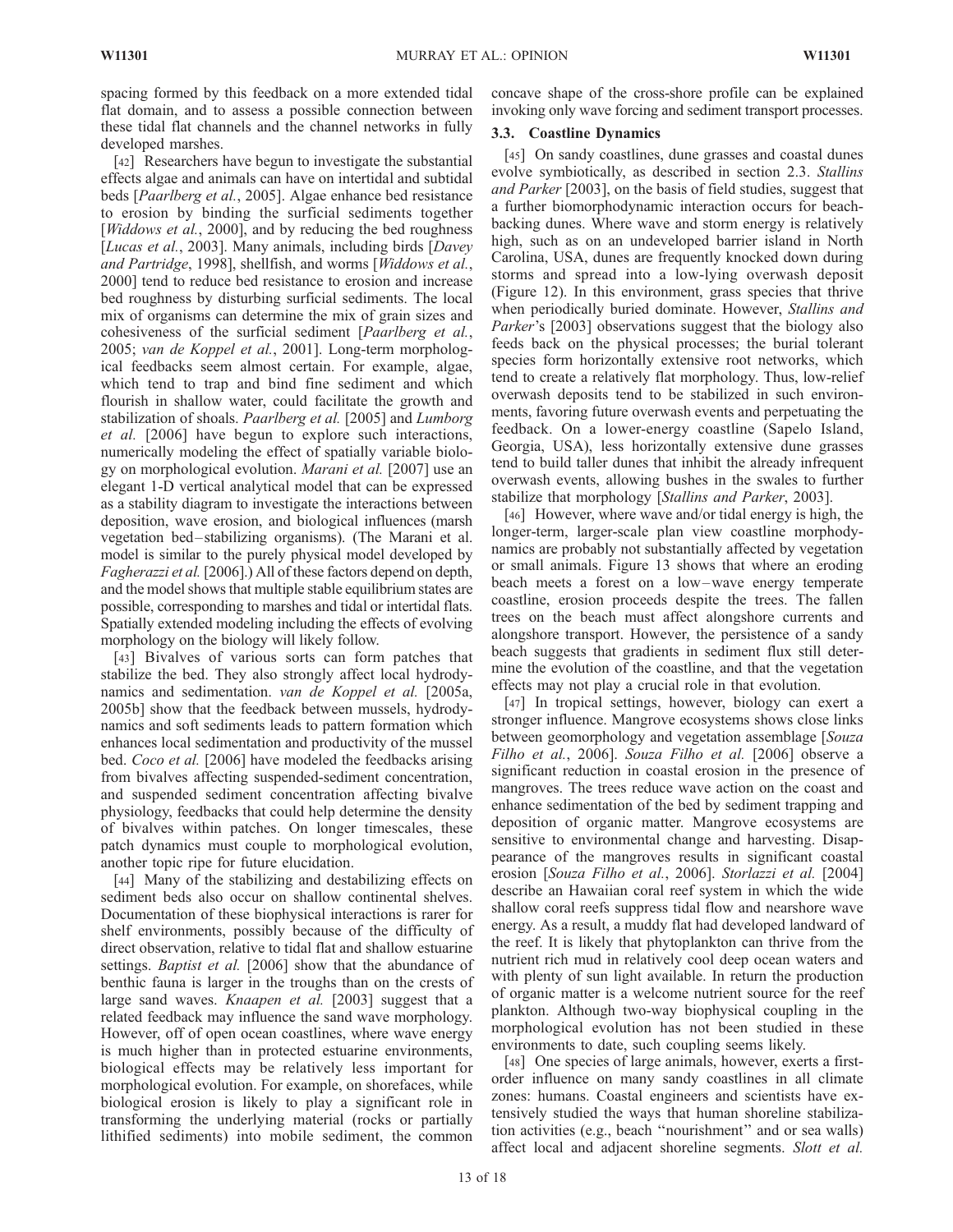spacing formed by this feedback on a more extended tidal flat domain, and to assess a possible connection between these tidal flat channels and the channel networks in fully developed marshes.

[42] Researchers have begun to investigate the substantial effects algae and animals can have on intertidal and subtidal beds [*Paarlberg et al.*, 2005]. Algae enhance bed resistance to erosion by binding the surficial sediments together [*Widdows et al.*, 2000], and by reducing the bed roughness [*Lucas et al.*, 2003]. Many animals, including birds [*Davey and Partridge*, 1998], shellfish, and worms [*Widdows et al.*, 2000] tend to reduce bed resistance to erosion and increase bed roughness by disturbing surficial sediments. The local mix of organisms can determine the mix of grain sizes and cohesiveness of the surficial sediment [*Paarlberg et al.*, 2005; *van de Koppel et al.*, 2001]. Long-term morphological feedbacks seem almost certain. For example, algae, which tend to trap and bind fine sediment and which flourish in shallow water, could facilitate the growth and stabilization of shoals. *Paarlberg et al.* [2005] and *Lumborg et al.* [2006] have begun to explore such interactions, numerically modeling the effect of spatially variable biology on morphological evolution. *Marani et al.* [2007] use an elegant 1-D vertical analytical model that can be expressed as a stability diagram to investigate the interactions between deposition, wave erosion, and biological influences (marsh vegetation bed–stabilizing organisms). (The Marani et al. model is similar to the purely physical model developed by *Fagherazzi et al.* [2006].) All of these factors depend on depth, and the model shows that multiple stable equilibrium states are possible, corresponding to marshes and tidal or intertidal flats. Spatially extended modeling including the effects of evolving morphology on the biology will likely follow.

[43] Bivalves of various sorts can form patches that stabilize the bed. They also strongly affect local hydrodynamics and sedimentation. *van de Koppel et al.* [2005a, 2005b] show that the feedback between mussels, hydrodynamics and soft sediments leads to pattern formation which enhances local sedimentation and productivity of the mussel bed. *Coco et al.* [2006] have modeled the feedbacks arising from bivalves affecting suspended-sediment concentration, and suspended sediment concentration affecting bivalve physiology, feedbacks that could help determine the density of bivalves within patches. On longer timescales, these patch dynamics must couple to morphological evolution, another topic ripe for future elucidation.

[44] Many of the stabilizing and destabilizing effects on sediment beds also occur on shallow continental shelves. Documentation of these biophysical interactions is rarer for shelf environments, possibly because of the difficulty of direct observation, relative to tidal flat and shallow estuarine settings. *Baptist et al.* [2006] show that the abundance of benthic fauna is larger in the troughs than on the crests of large sand waves. *Knaapen et al.* [2003] suggest that a related feedback may influence the sand wave morphology. However, off of open ocean coastlines, where wave energy is much higher than in protected estuarine environments, biological effects may be relatively less important for morphological evolution. For example, on shorefaces, while biological erosion is likely to play a significant role in transforming the underlying material (rocks or partially lithified sediments) into mobile sediment, the common concave shape of the cross-shore profile can be explained invoking only wave forcing and sediment transport processes.

### 3.3. Coastline Dynamics

[45] On sandy coastlines, dune grasses and coastal dunes evolve symbiotically, as described in section 2.3. *Stallins and Parker* [2003], on the basis of field studies, suggest that a further biomorphodynamic interaction occurs for beach-backing dunes. Where wave and storm energy is relatively high, such as on an undeveloped barrier island in North Carolina, USA, dunes are frequently knocked down during storms and spread into a low-lying overwash deposit (Figure 12). In this environment, grass species that thrive when periodically buried dominate. However, *Stallins and Parker*'s [2003] observations suggest that the biology also feeds back on the physical processes; the burial tolerant species form horizontally extensive root networks, which tend to create a relatively flat morphology. Thus, low-relief overwash deposits tend to be stabilized in such environments, favoring future overwash events and perpetuating the feedback. On a lower-energy coastline (Sapelo Island, Georgia, USA), less horizontally extensive dune grasses tend to build taller dunes that inhibit the already infrequent overwash events, allowing bushes in the swales to further stabilize that morphology [*Stallins and Parker*, 2003].

[46] However, where wave and/or tidal energy is high, the longer-term, larger-scale plan view coastline morphodynamics are probably not substantially affected by vegetation or small animals. Figure 13 shows that where an eroding beach meets a forest on a low–wave energy temperate coastline, erosion proceeds despite the trees. The fallen trees on the beach must affect alongshore currents and alongshore transport. However, the persistence of a sandy beach suggests that gradients in sediment flux still determine the evolution of the coastline, and that the vegetation effects may not play a crucial role in that evolution.

[47] In tropical settings, however, biology can exert a stronger influence. Mangrove ecosystems shows close links between geomorphology and vegetation assemblage [*Souza Filho et al.*, 2006]. *Souza Filho et al.* [2006] observe a significant reduction in coastal erosion in the presence of mangroves. The trees reduce wave action on the coast and enhance sedimentation of the bed by sediment trapping and deposition of organic matter. Mangrove ecosystems are sensitive to environmental change and harvesting. Disappearance of the mangroves results in significant coastal erosion [*Souza Filho et al.*, 2006]. *Storlazzi et al.* [2004] describe an Hawaiian coral reef system in which the wide shallow coral reefs suppress tidal flow and nearshore wave energy. As a result, a muddy flat had developed landward of the reef. It is likely that phytoplankton can thrive from the nutrient rich mud in relatively cool deep ocean waters and with plenty of sun light available. In return the production of organic matter is a welcome nutrient source for the reef plankton. Although two-way biophysical coupling in the morphological evolution has not been studied in these environments to date, such coupling seems likely.

[48] One species of large animals, however, exerts a first-order influence on many sandy coastlines in all climate zones: humans. Coastal engineers and scientists have extensively studied the ways that human shoreline stabilization activities (e.g., beach "nourishment" and or sea walls) affect local and adjacent shoreline segments. *Slott et al.*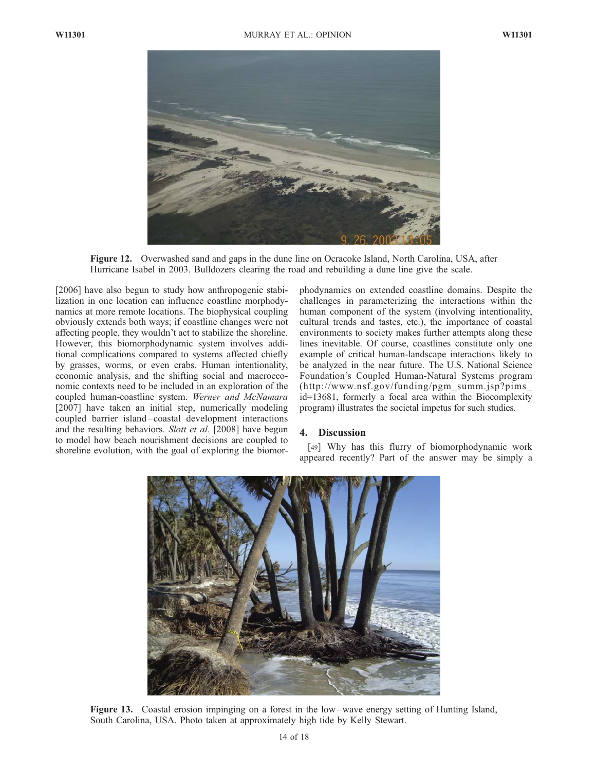Figure 12. Overwashed sand and gaps in the dune line on Ocracoke Island, North Carolina, USA, after Hurricane Isabel in 2003. Bulldozers clearing the road and rebuilding a dune line give the scale.

[2006] have also begun to study how anthropogenic stabilization in one location can influence coastline morphodynamics at more remote locations. The biophysical coupling obviously extends both ways; if coastline changes were not affecting people, they wouldn't act to stabilize the shoreline. However, this biomorphodynamic system involves additional complications compared to systems affected chiefly by grasses, worms, or even crabs. Human intentionality, economic analysis, and the shifting social and macroeconomic contexts need to be included in an exploration of the coupled human-coastline system. *Werner and McNamara* [2007] have taken an initial step, numerically modeling coupled barrier island–coastal development interactions and the resulting behaviors. *Slott et al.* [2008] have begun to model how beach nourishment decisions are coupled to shoreline evolution, with the goal of exploring the biomorphodynamics on extended coastline domains. Despite the challenges in parameterizing the interactions within the human component of the system (involving intentionality, cultural trends and tastes, etc.), the importance of coastal environments to society makes further attempts along these lines inevitable. Of course, coastlines constitute only one example of critical human-landscape interactions likely to be analyzed in the near future. The U.S. National Science Foundation's Coupled Human-Natural Systems program (http://www.nsf.gov/funding/pgm_summ.jsp?pims_id=13681, formerly a focal area within the Biocomplexity program) illustrates the societal impetus for such studies.

## 4. Discussion

[49] Why has this flurry of biomorphodynamic work appeared recently? Part of the answer may be simply a

Figure 13. Coastal erosion impinging on a forest in the low–wave energy setting of Hunting Island, South Carolina, USA. Photo taken at approximately high tide by Kelly Stewart.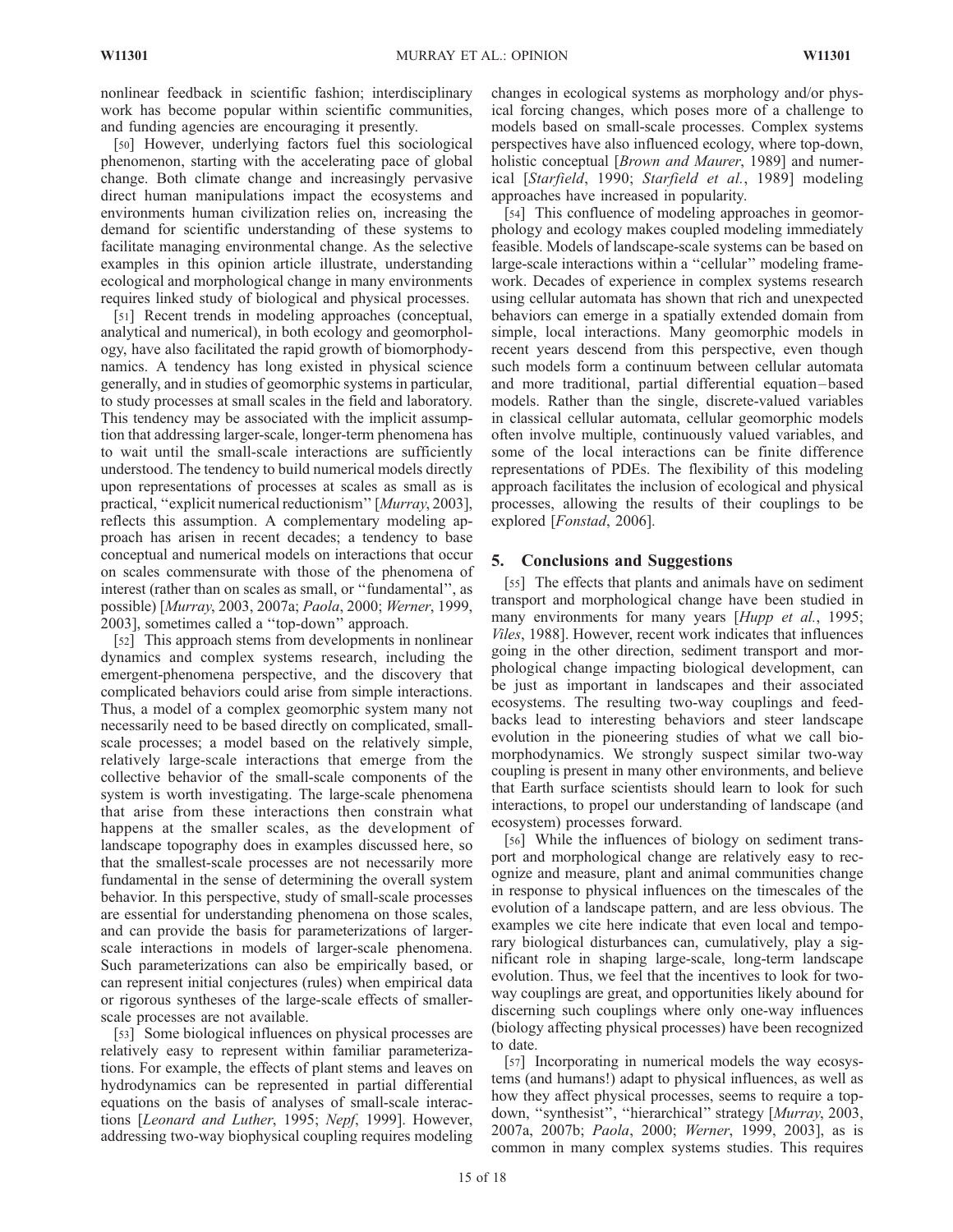nonlinear feedback in scientific fashion; interdisciplinary work has become popular within scientific communities, and funding agencies are encouraging it presently.

[50] However, underlying factors fuel this sociological phenomenon, starting with the accelerating pace of global change. Both climate change and increasingly pervasive direct human manipulations impact the ecosystems and environments human civilization relies on, increasing the demand for scientific understanding of these systems to facilitate managing environmental change. As the selective examples in this opinion article illustrate, understanding ecological and morphological change in many environments requires linked study of biological and physical processes.

[51] Recent trends in modeling approaches (conceptual, analytical and numerical), in both ecology and geomorphology, have also facilitated the rapid growth of biomorphodynamics. A tendency has long existed in physical science generally, and in studies of geomorphic systems in particular, to study processes at small scales in the field and laboratory. This tendency may be associated with the implicit assumption that addressing larger-scale, longer-term phenomena has to wait until the small-scale interactions are sufficiently understood. The tendency to build numerical models directly upon representations of processes at scales as small as is practical, ''explicit numerical reductionism'' [*Murray*, 2003], reflects this assumption. A complementary modeling approach has arisen in recent decades; a tendency to base conceptual and numerical models on interactions that occur on scales commensurate with those of the phenomena of interest (rather than on scales as small, or ''fundamental'', as possible) [*Murray*, 2003, 2007a; *Paola*, 2000; *Werner*, 1999, 2003], sometimes called a ''top-down'' approach.

[52] This approach stems from developments in nonlinear dynamics and complex systems research, including the emergent-phenomena perspective, and the discovery that complicated behaviors could arise from simple interactions. Thus, a model of a complex geomorphic system many not necessarily need to be based directly on complicated, small-scale processes; a model based on the relatively simple, relatively large-scale interactions that emerge from the collective behavior of the small-scale components of the system is worth investigating. The large-scale phenomena that arise from these interactions then constrain what happens at the smaller scales, as the development of landscape topography does in examples discussed here, so that the smallest-scale processes are not necessarily more fundamental in the sense of determining the overall system behavior. In this perspective, study of small-scale processes are essential for understanding phenomena on those scales, and can provide the basis for parameterizations of larger-scale interactions in models of larger-scale phenomena. Such parameterizations can also be empirically based, or can represent initial conjectures (rules) when empirical data or rigorous syntheses of the large-scale effects of smaller-scale processes are not available.

[53] Some biological influences on physical processes are relatively easy to represent within familiar parameterizations. For example, the effects of plant stems and leaves on hydrodynamics can be represented in partial differential equations on the basis of analyses of small-scale interactions [*Leonard and Luther*, 1995; *Nepf*, 1999]. However, addressing two-way biophysical coupling requires modeling changes in ecological systems as morphology and/or physical forcing changes, which poses more of a challenge to models based on small-scale processes. Complex systems perspectives have also influenced ecology, where top-down, holistic conceptual [*Brown and Maurer*, 1989] and numerical [*Starfield*, 1990; *Starfield et al.*, 1989] modeling approaches have increased in popularity.

[54] This confluence of modeling approaches in geomorphology and ecology makes coupled modeling immediately feasible. Models of landscape-scale systems can be based on large-scale interactions within a ''cellular'' modeling framework. Decades of experience in complex systems research using cellular automata has shown that rich and unexpected behaviors can emerge in a spatially extended domain from simple, local interactions. Many geomorphic models in recent years descend from this perspective, even though such models form a continuum between cellular automata and more traditional, partial differential equation–based models. Rather than the single, discrete-valued variables in classical cellular automata, cellular geomorphic models often involve multiple, continuously valued variables, and some of the local interactions can be finite difference representations of PDEs. The flexibility of this modeling approach facilitates the inclusion of ecological and physical processes, allowing the results of their couplings to be explored [*Fonstad*, 2006].

## 5. Conclusions and Suggestions

[55] The effects that plants and animals have on sediment transport and morphological change have been studied in many environments for many years [*Hupp et al.*, 1995; *Viles*, 1988]. However, recent work indicates that influences going in the other direction, sediment transport and morphological change impacting biological development, can be just as important in landscapes and their associated ecosystems. The resulting two-way couplings and feedbacks lead to interesting behaviors and steer landscape evolution in the pioneering studies of what we call biomorphodynamics. We strongly suspect similar two-way coupling is present in many other environments, and believe that Earth surface scientists should learn to look for such interactions, to propel our understanding of landscape (and ecosystem) processes forward.

[56] While the influences of biology on sediment transport and morphological change are relatively easy to recognize and measure, plant and animal communities change in response to physical influences on the timescales of the evolution of a landscape pattern, and are less obvious. The examples we cite here indicate that even local and temporary biological disturbances can, cumulatively, play a significant role in shaping large-scale, long-term landscape evolution. Thus, we feel that the incentives to look for two-way couplings are great, and opportunities likely abound for discerning such couplings where only one-way influences (biology affecting physical processes) have been recognized to date.

[57] Incorporating in numerical models the way ecosystems (and humans!) adapt to physical influences, as well as how they affect physical processes, seems to require a top-down, ''synthesist'', ''hierarchical'' strategy [*Murray*, 2003, 2007a, 2007b; *Paola*, 2000; *Werner*, 1999, 2003], as is common in many complex systems studies. This requires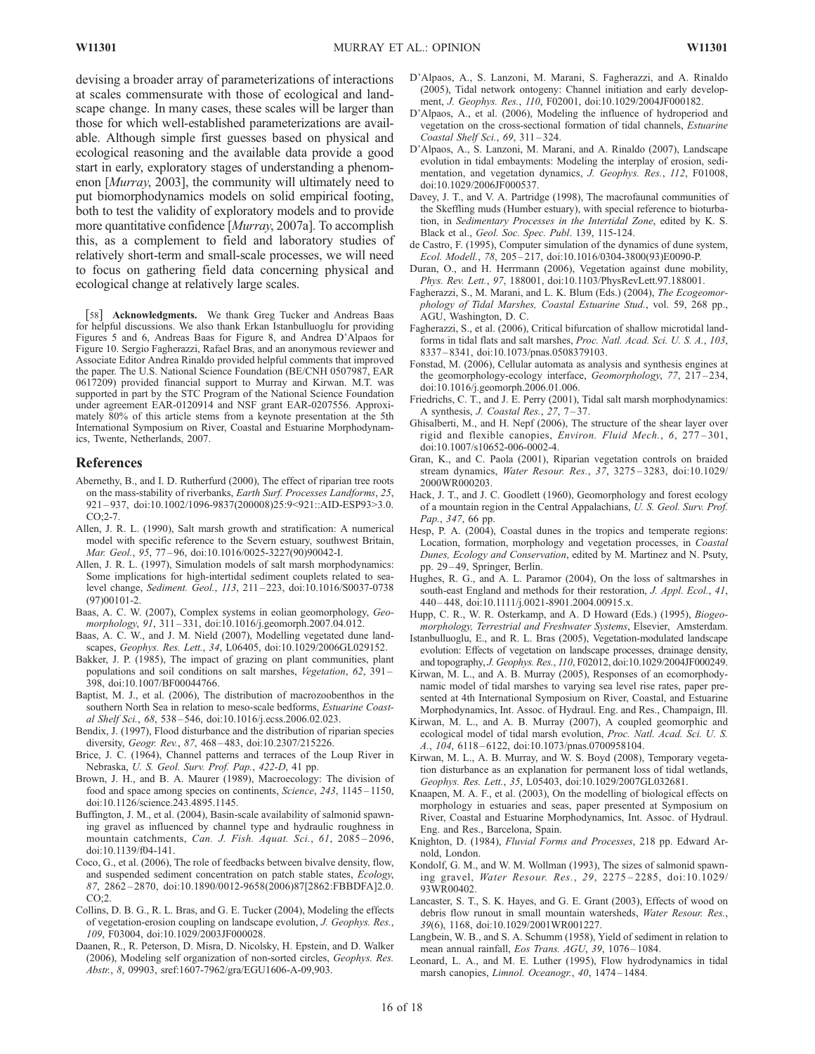devising a broader array of parameterizations of interactions at scales commensurate with those of ecological and landscape change. In many cases, these scales will be larger than those for which well-established parameterizations are available. Although simple first guesses based on physical and ecological reasoning and the available data provide a good start in early, exploratory stages of understanding a phenomenon [*Murray*, 2003], the community will ultimately need to put biomorphodynamics models on solid empirical footing, both to test the validity of exploratory models and to provide more quantitative confidence [*Murray*, 2007a]. To accomplish this, as a complement to field and laboratory studies of relatively short-term and small-scale processes, we will need to focus on gathering field data concerning physical and ecological change at relatively large scales.

[58] **Acknowledgments.** We thank Greg Tucker and Andreas Baas for helpful discussions. We also thank Erkan Istanbulluoglu for providing Figures 5 and 6, Andreas Baas for Figure 8, and Andrea D'Alpaos for Figure 10. Sergio Fagherazzi, Rafael Bras, and an anonymous reviewer and Associate Editor Andrea Rinaldo provided helpful comments that improved the paper. The U.S. National Science Foundation (BE/CNH 0507987, EAR 0617209) provided financial support to Murray and Kirwan. M.T. was supported in part by the STC Program of the National Science Foundation under agreement EAR-0120914 and NSF grant EAR-0207556. Approximately 80% of this article stems from a keynote presentation at the 5th International Symposium on River, Coastal and Estuarine Morphodynamics, Twente, Netherlands, 2007.

## References

Abernethy, B., and I. D. Rutherfurd (2000), The effect of riparian tree roots on the mass-stability of riverbanks, *Earth Surf. Processes Landforms*, *25*, 921–937, doi:10.1002/1096-9837(200008)25:9<921::AID-ESP93>3.0.CO;2-7.

Allen, J. R. L. (1990), Salt marsh growth and stratification: A numerical model with specific reference to the Severn estuary, southwest Britain, *Mar. Geol.*, *95*, 77–96, doi:10.1016/0025-3227(90)90042-I.

Allen, J. R. L. (1997), Simulation models of salt marsh morphodynamics: Some implications for high-intertidal sediment couplets related to sea-level change, *Sediment. Geol.*, *113*, 211–223, doi:10.1016/S0037-0738(97)00101-2.

Baas, A. C. W. (2007), Complex systems in eolian geomorphology, *Geomorphology*, *91*, 311–331, doi:10.1016/j.geomorph.2007.04.012.

Baas, A. C. W., and J. M. Nield (2007), Modelling vegetated dune landscapes, *Geophys. Res. Lett.*, *34*, L06405, doi:10.1029/2006GL029152.

Bakker, J. P. (1985), The impact of grazing on plant communities, plant populations and soil conditions on salt marshes, *Vegetation*, *62*, 391–398, doi:10.1007/BF00044766.

Baptist, M. J., et al. (2006), The distribution of macrozoobenthos in the southern North Sea in relation to meso-scale bedforms, *Estuarine Coastal Shelf Sci.*, *68*, 538–546, doi:10.1016/j.ecss.2006.02.023.

Bendix, J. (1997), Flood disturbance and the distribution of riparian species diversity, *Geogr. Rev.*, *87*, 468–483, doi:10.2307/215226.

Brice, J. C. (1964), Channel patterns and terraces of the Loup River in Nebraska, *U. S. Geol. Surv. Prof. Pap.*, *422-D*, 41 pp.

Brown, J. H., and B. A. Maurer (1989), Macroecology: The division of food and space among species on continents, *Science*, *243*, 1145–1150, doi:10.1126/science.243.4895.1145.

Buffington, J. M., et al. (2004), Basin-scale availability of salmonid spawning gravel as influenced by channel type and hydraulic roughness in mountain catchments, *Can. J. Fish. Aquat. Sci.*, *61*, 2085–2096, doi:10.1139/f04-141.

Coco, G., et al. (2006), The role of feedbacks between bivalve density, flow, and suspended sediment concentration on patch stable states, *Ecology*, *87*, 2862–2870, doi:10.1890/0012-9658(2006)87[2862:FBBDFA]2.0.CO;2.

Collins, D. B. G., R. L. Bras, and G. E. Tucker (2004), Modeling the effects of vegetation-erosion coupling on landscape evolution, *J. Geophys. Res.*, *109*, F03004, doi:10.1029/2003JF000028.

Daanen, R., R. Peterson, D. Misra, D. Nicolsky, H. Epstein, and D. Walker (2006), Modeling self organization of non-sorted circles, *Geophys. Res. Abstr.*, *8*, 09903, sref:1607-7962/gra/EGU1606-A-09,903.

D'Alpaos, A., S. Lanzoni, M. Marani, S. Fagherazzi, and A. Rinaldo (2005), Tidal network ontogeny: Channel initiation and early development, *J. Geophys. Res.*, *110*, F02001, doi:10.1029/2004JF000182.

D'Alpaos, A., et al. (2006), Modeling the influence of hydroperiod and vegetation on the cross-sectional formation of tidal channels, *Estuarine Coastal Shelf Sci.*, *69*, 311–324.

D'Alpaos, A., S. Lanzoni, M. Marani, and A. Rinaldo (2007), Landscape evolution in tidal embayments: Modeling the interplay of erosion, sedimentation, and vegetation dynamics, *J. Geophys. Res.*, *112*, F01008, doi:10.1029/2006JF000537.

Davey, J. T., and V. A. Partridge (1998), The macrofaunal communities of the Skeffling muds (Humber estuary), with special reference to bioturbation, in *Sedimentary Processes in the Intertidal Zone*, edited by K. S. Black et al., *Geol. Soc. Spec. Publ*. 139, 115-124.

de Castro, F. (1995), Computer simulation of the dynamics of dune system, *Ecol. Modell.*, *78*, 205–217, doi:10.1016/0304-3800(93)E0090-P.

Duran, O., and H. Herrmann (2006), Vegetation against dune mobility, *Phys. Rev. Lett.*, *97*, 188001, doi:10.1103/PhysRevLett.97.188001.

Fagherazzi, S., M. Marani, and L. K. Blum (Eds.) (2004), *The Ecogeomorphology of Tidal Marshes, Coastal Estuarine Stud.*, vol. 59, 268 pp., AGU, Washington, D. C.

Fagherazzi, S., et al. (2006), Critical bifurcation of shallow microtidal landforms in tidal flats and salt marshes, *Proc. Natl. Acad. Sci. U. S. A.*, *103*, 8337–8341, doi:10.1073/pnas.0508379103.

Fonstad, M. (2006), Cellular automata as analysis and synthesis engines at the geomorphology-ecology interface, *Geomorphology*, *77*, 217–234, doi:10.1016/j.geomorph.2006.01.006.

Friedrichs, C. T., and J. E. Perry (2001), Tidal salt marsh morphodynamics: A synthesis, *J. Coastal Res.*, *27*, 7–37.

Ghisalberti, M., and H. Nepf (2006), The structure of the shear layer over rigid and flexible canopies, *Environ. Fluid Mech.*, *6*, 277–301, doi:10.1007/s10652-006-0002-4.

Gran, K., and C. Paola (2001), Riparian vegetation controls on braided stream dynamics, *Water Resour. Res.*, *37*, 3275–3283, doi:10.1029/2000WR000203.

Hack, J. T., and J. C. Goodlett (1960), Geomorphology and forest ecology of a mountain region in the Central Appalachians, *U. S. Geol. Surv. Prof. Pap.*, *347*, 66 pp.

Hesp, P. A. (2004), Coastal dunes in the tropics and temperate regions: Location, formation, morphology and vegetation processes, in *Coastal Dunes, Ecology and Conservation*, edited by M. Martinez and N. Psuty, pp. 29–49, Springer, Berlin.

Hughes, R. G., and A. L. Paramor (2004), On the loss of saltmarshes in south-east England and methods for their restoration, *J. Appl. Ecol.*, *41*, 440–448, doi:10.1111/j.0021-8901.2004.00915.x.

Hupp, C. R., W. R. Osterkamp, and A. D Howard (Eds.) (1995), *Biogeomorphology, Terrestrial and Freshwater Systems*, Elsevier, Amsterdam.

Istanbulluoglu, E., and R. L. Bras (2005), Vegetation-modulated landscape evolution: Effects of vegetation on landscape processes, drainage density, and topography, *J. Geophys. Res.*, *110*, F02012, doi:10.1029/2004JF000249.

Kirwan, M. L., and A. B. Murray (2005), Responses of an ecomorphodynamic model of tidal marshes to varying sea level rise rates, paper presented at 4th International Symposium on River, Coastal, and Estuarine Morphodynamics, Int. Assoc. of Hydraul. Eng. and Res., Champaign, Ill.

Kirwan, M. L., and A. B. Murray (2007), A coupled geomorphic and ecological model of tidal marsh evolution, *Proc. Natl. Acad. Sci. U. S. A.*, *104*, 6118–6122, doi:10.1073/pnas.0700958104.

Kirwan, M. L., A. B. Murray, and W. S. Boyd (2008), Temporary vegetation disturbance as an explanation for permanent loss of tidal wetlands, *Geophys. Res. Lett.*, *35*, L05403, doi:10.1029/2007GL032681.

Knaapen, M. A. F., et al. (2003), On the modelling of biological effects on morphology in estuaries and seas, paper presented at Symposium on River, Coastal and Estuarine Morphodynamics, Int. Assoc. of Hydraul. Eng. and Res., Barcelona, Spain.

Knighton, D. (1984), *Fluvial Forms and Processes*, 218 pp. Edward Arnold, London.

Kondolf, G. M., and W. M. Wollman (1993), The sizes of salmonid spawning gravel, *Water Resour. Res.*, *29*, 2275–2285, doi:10.1029/93WR00402.

Lancaster, S. T., S. K. Hayes, and G. E. Grant (2003), Effects of wood on debris flow runout in small mountain watersheds, *Water Resour. Res.*, *39*(6), 1168, doi:10.1029/2001WR001227.

Langbein, W. B., and S. A. Schumm (1958), Yield of sediment in relation to mean annual rainfall, *Eos Trans. AGU*, *39*, 1076–1084.

Leonard, L. A., and M. E. Luther (1995), Flow hydrodynamics in tidal marsh canopies, *Limnol. Oceanogr.*, *40*, 1474–1484.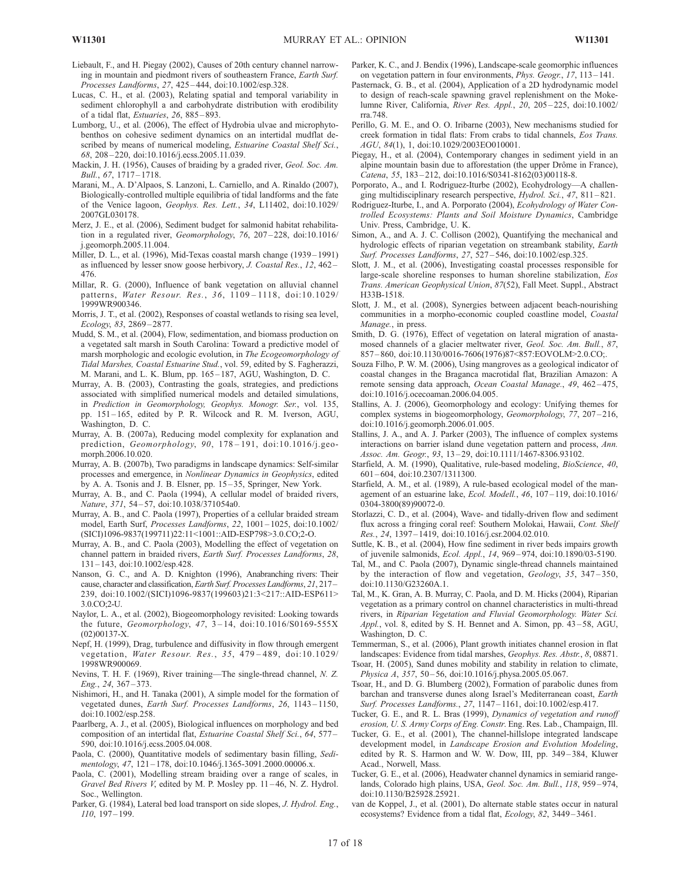Liebault, F., and H. Piegay (2002), Causes of 20th century channel narrowing in mountain and piedmont rivers of southeastern France, *Earth Surf. Processes Landforms*, *27*, 425–444, doi:10.1002/esp.328.

Lucas, C. H., et al. (2003), Relating spatial and temporal variability in sediment chlorophyll a and carbohydrate distribution with erodibility of a tidal flat, *Estuaries*, *26*, 885–893.

Lumborg, U., et al. (2006), The effect of Hydrobia ulvae and microphytobenthos on cohesive sediment dynamics on an intertidal mudflat described by means of numerical modeling, *Estuarine Coastal Shelf Sci.*, *68*, 208–220, doi:10.1016/j.ecss.2005.11.039.

Mackin, J. H. (1956), Causes of braiding by a graded river, *Geol. Soc. Am. Bull.*, *67*, 1717–1718.

Marani, M., A. D'Alpaos, S. Lanzoni, L. Carniello, and A. Rinaldo (2007), Biologically-controlled multiple equilibria of tidal landforms and the fate of the Venice lagoon, *Geophys. Res. Lett.*, *34*, L11402, doi:10.1029/2007GL030178.

Merz, J. E., et al. (2006), Sediment budget for salmonid habitat rehabilitation in a regulated river, *Geomorphology*, *76*, 207–228, doi:10.1016/j.geomorph.2005.11.004.

Miller, D. L., et al. (1996), Mid-Texas coastal marsh change (1939–1991) as influenced by lesser snow goose herbivory, *J. Coastal Res.*, *12*, 462–476.

Millar, R. G. (2000), Influence of bank vegetation on alluvial channel patterns, *Water Resour. Res.*, *36*, 1109–1118, doi:10.1029/1999WR900346.

Morris, J. T., et al. (2002), Responses of coastal wetlands to rising sea level, *Ecology*, *83*, 2869–2877.

Mudd, S. M., et al. (2004), Flow, sedimentation, and biomass production on a vegetated salt marsh in South Carolina: Toward a predictive model of marsh morphologic and ecologic evolution, in *The Ecogeomorphology of Tidal Marshes, Coastal Estuarine Stud.*, vol. 59, edited by S. Fagherazzi, M. Marani, and L. K. Blum, pp. 165–187, AGU, Washington, D. C.

Murray, A. B. (2003), Contrasting the goals, strategies, and predictions associated with simplified numerical models and detailed simulations, in *Prediction in Geomorphology, Geophys. Monogr. Ser.*, vol. 135, pp. 151–165, edited by P. R. Wilcock and R. M. Iverson, AGU, Washington, D. C.

Murray, A. B. (2007a), Reducing model complexity for explanation and prediction, *Geomorphology*, *90*, 178–191, doi:10.1016/j.geomorph.2006.10.020.

Murray, A. B. (2007b), Two paradigms in landscape dynamics: Self-similar processes and emergence, in *Nonlinear Dynamics in Geophysics*, edited by A. A. Tsonis and J. B. Elsner, pp. 15–35, Springer, New York.

Murray, A. B., and C. Paola (1994), A cellular model of braided rivers, *Nature*, *371*, 54–57, doi:10.1038/371054a0.

Murray, A. B., and C. Paola (1997), Properties of a cellular braided stream model, Earth Surf, *Processes Landforms*, *22*, 1001–1025, doi:10.1002/(SICI)1096-9837(199711)22:11<1001::AID-ESP798>3.0.CO;2-O.

Murray, A. B., and C. Paola (2003), Modelling the effect of vegetation on channel pattern in braided rivers, *Earth Surf. Processes Landforms*, *28*, 131–143, doi:10.1002/esp.428.

Nanson, G. C., and A. D. Knighton (1996), Anabranching rivers: Their cause, character and classification, *Earth Surf. Processes Landforms*, *21*, 217–239, doi:10.1002/(SICI)1096-9837(199603)21:3<217::AID-ESP611>3.0.CO;2-U.

Naylor, L. A., et al. (2002), Biogeomorphology revisited: Looking towards the future, *Geomorphology*, *47*, 3–14, doi:10.1016/S0169-555X(02)00137-X.

Nepf, H. (1999), Drag, turbulence and diffusivity in flow through emergent vegetation, *Water Resour. Res.*, *35*, 479–489, doi:10.1029/1998WR900069.

Nevins, T. H. F. (1969), River training—The single-thread channel, *N. Z. Eng.*, *24*, 367–373.

Nishimori, H., and H. Tanaka (2001), A simple model for the formation of vegetated dunes, *Earth Surf. Processes Landforms*, *26*, 1143–1150, doi:10.1002/esp.258.

Paarlberg, A. J., et al. (2005), Biological influences on morphology and bed composition of an intertidal flat, *Estuarine Coastal Shelf Sci.*, *64*, 577–590, doi:10.1016/j.ecss.2005.04.008.

Paola, C. (2000), Quantitative models of sedimentary basin filling, *Sedimentology*, *47*, 121–178, doi:10.1046/j.1365-3091.2000.00006.x.

Paola, C. (2001), Modelling stream braiding over a range of scales, in *Gravel Bed Rivers V*, edited by M. P. Mosley pp. 11–46, N. Z. Hydrol. Soc., Wellington.

Parker, G. (1984), Lateral bed load transport on side slopes, *J. Hydrol. Eng.*, *110*, 197–199.

Parker, K. C., and J. Bendix (1996), Landscape-scale geomorphic influences on vegetation pattern in four environments, *Phys. Geogr.*, *17*, 113–141.

Pasternack, G. B., et al. (2004), Application of a 2D hydrodynamic model to design of reach-scale spawning gravel replenishment on the Mokelumne River, California, *River Res. Appl.*, *20*, 205–225, doi:10.1002/rra.748.

Perillo, G. M. E., and O. O. Iribarne (2003), New mechanisms studied for creek formation in tidal flats: From crabs to tidal channels, *Eos Trans. AGU*, *84*(1), 1, doi:10.1029/2003EO010001.

Piegay, H., et al. (2004), Contemporary changes in sediment yield in an alpine mountain basin due to afforestation (the upper Drôme in France), *Catena*, *55*, 183–212, doi:10.1016/S0341-8162(03)00118-8.

Porporato, A., and I. Rodriguez-Iturbe (2002), Ecohydrology—A challenging multidisciplinary research perspective, *Hydrol. Sci.*, *47*, 811–821.

Rodriguez-Iturbe, I., and A. Porporato (2004), *Ecohydrology of Water Controlled Ecosystems: Plants and Soil Moisture Dynamics*, Cambridge Univ. Press, Cambridge, U. K.

Simon, A., and A. J. C. Collison (2002), Quantifying the mechanical and hydrologic effects of riparian vegetation on streambank stability, *Earth Surf. Processes Landforms*, *27*, 527–546, doi:10.1002/esp.325.

Slott, J. M., et al. (2006), Investigating coastal processes responsible for large-scale shoreline responses to human shoreline stabilization, *Eos Trans. American Geophysical Union*, *87*(52), Fall Meet. Suppl., Abstract H33B-1518.

Slott, J. M., et al. (2008), Synergies between adjacent beach-nourishing communities in a morpho-economic coupled coastline model, *Coastal Manage.*, in press.

Smith, D. G. (1976), Effect of vegetation on lateral migration of anastamosed channels of a glacier meltwater river, *Geol. Soc. Am. Bull.*, *87*, 857–860, doi:10.1130/0016-7606(1976)87<857:EOVOLM>2.0.CO;.

Souza Filho, P. W. M. (2006), Using mangroves as a geological indicator of coastal changes in the Braganca macrotidal flat, Brazilian Amazon: A remote sensing data approach, *Ocean Coastal Manage.*, *49*, 462–475, doi:10.1016/j.ocecoaman.2006.04.005.

Stallins, A. J. (2006), Geomorphology and ecology: Unifying themes for complex systems in biogeomorphology, *Geomorphology*, *77*, 207–216, doi:10.1016/j.geomorph.2006.01.005.

Stallins, J. A., and A. J. Parker (2003), The influence of complex systems interactions on barrier island dune vegetation pattern and process, *Ann. Assoc. Am. Geogr.*, *93*, 13–29, doi:10.1111/1467-8306.93102.

Starfield, A. M. (1990), Qualitative, rule-based modeling, *BioScience*, *40*, 601–604, doi:10.2307/1311300.

Starfield, A. M., et al. (1989), A rule-based ecological model of the management of an estuarine lake, *Ecol. Modell.*, *46*, 107–119, doi:10.1016/0304-3800(89)90072-0.

Storlazzi, C. D., et al. (2004), Wave- and tidally-driven flow and sediment flux across a fringing coral reef: Southern Molokai, Hawaii, *Cont. Shelf Res.*, *24*, 1397–1419, doi:10.1016/j.csr.2004.02.010.

Suttle, K. B., et al. (2004), How fine sediment in river beds impairs growth of juvenile salmonids, *Ecol. Appl.*, *14*, 969–974, doi:10.1890/03-5190.

Tal, M., and C. Paola (2007), Dynamic single-thread channels maintained by the interaction of flow and vegetation, *Geology*, *35*, 347–350, doi:10.1130/G23260A.1.

Tal, M., K. Gran, A. B. Murray, C. Paola, and D. M. Hicks (2004), Riparian vegetation as a primary control on channel characteristics in multi-thread rivers, in *Riparian Vegetation and Fluvial Geomorphology. Water Sci. Appl.*, vol. 8, edited by S. H. Bennet and A. Simon, pp. 43–58, AGU, Washington, D. C.

Temmerman, S., et al. (2006), Plant growth initiates channel erosion in flat landscapes: Evidence from tidal marshes, *Geophys. Res. Abstr.*, *8*, 08871.

Tsoar, H. (2005), Sand dunes mobility and stability in relation to climate, *Physica A*, *357*, 50–56, doi:10.1016/j.physa.2005.05.067.

Tsoar, H., and D. G. Blumberg (2002), Formation of parabolic dunes from barchan and transverse dunes along Israel's Mediterranean coast, *Earth Surf. Processes Landforms.*, *27*, 1147–1161, doi:10.1002/esp.417.

Tucker, G. E., and R. L. Bras (1999), *Dynamics of vegetation and runoff erosion, U. S. Army Corps of Eng. Constr.* Eng. Res. Lab., Champaign, Ill.

Tucker, G. E., et al. (2001), The channel-hillslope integrated landscape development model, in *Landscape Erosion and Evolution Modeling*, edited by R. S. Harmon and W. W. Dow, III, pp. 349–384, Kluwer Acad., Norwell, Mass.

Tucker, G. E., et al. (2006), Headwater channel dynamics in semiarid rangelands, Colorado high plains, USA, *Geol. Soc. Am. Bull.*, *118*, 959–974, doi:10.1130/B25928.25921.

van de Koppel, J., et al. (2001), Do alternate stable states occur in natural ecosystems? Evidence from a tidal flat, *Ecology*, *82*, 3449–3461.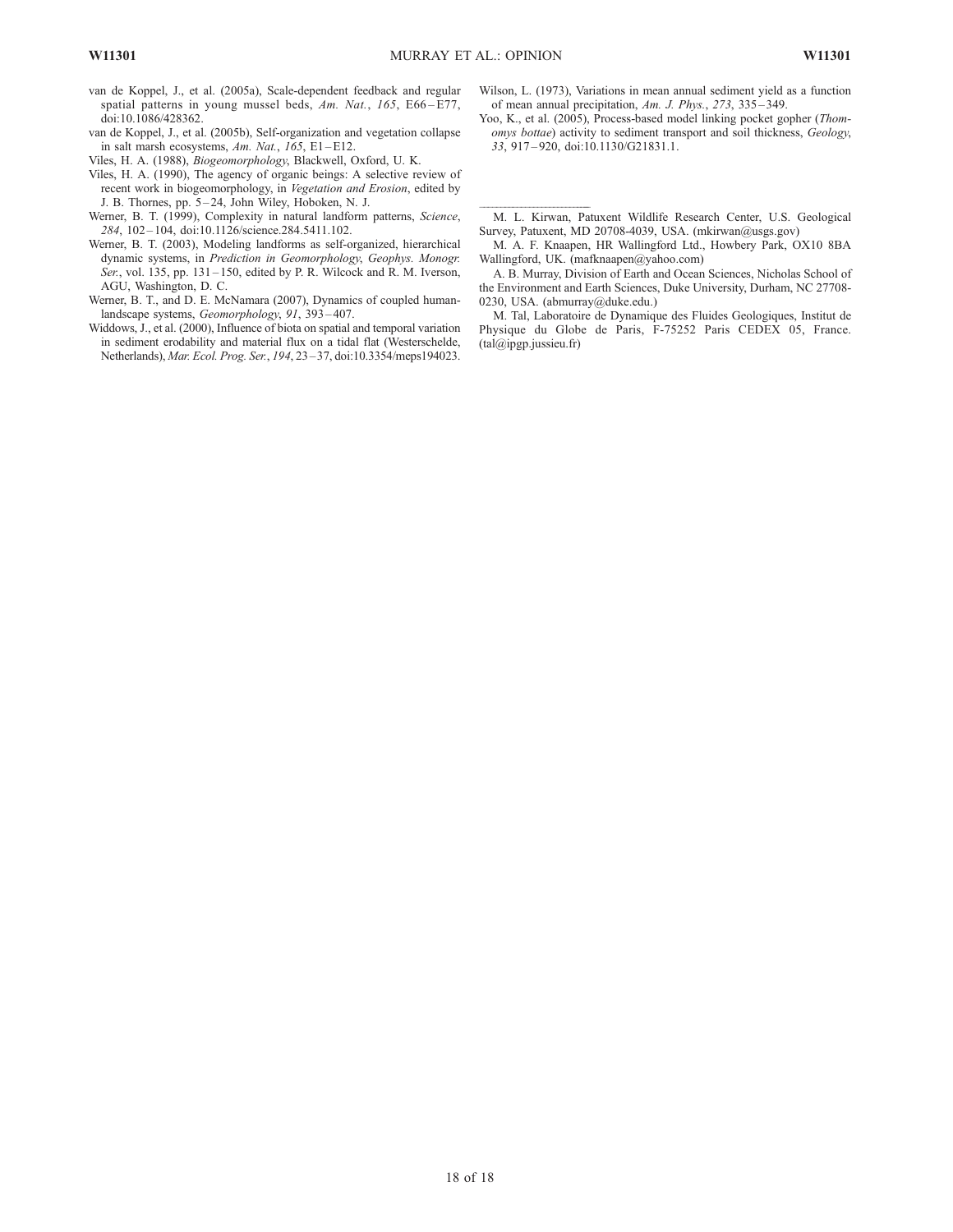van de Koppel, J., et al. (2005a), Scale-dependent feedback and regular spatial patterns in young mussel beds, *Am. Nat.*, *165*, E66–E77, doi:10.1086/428362.

van de Koppel, J., et al. (2005b), Self-organization and vegetation collapse in salt marsh ecosystems, *Am. Nat.*, *165*, E1–E12.

Viles, H. A. (1988), *Biogeomorphology*, Blackwell, Oxford, U. K.

Viles, H. A. (1990), The agency of organic beings: A selective review of recent work in biogeomorphology, in *Vegetation and Erosion*, edited by J. B. Thornes, pp. 5–24, John Wiley, Hoboken, N. J.

Werner, B. T. (1999), Complexity in natural landform patterns, *Science*, *284*, 102–104, doi:10.1126/science.284.5411.102.

Werner, B. T. (2003), Modeling landforms as self-organized, hierarchical dynamic systems, in *Prediction in Geomorphology*, *Geophys. Monogr. Ser.*, vol. 135, pp. 131–150, edited by P. R. Wilcock and R. M. Iverson, AGU, Washington, D. C.

Werner, B. T., and D. E. McNamara (2007), Dynamics of coupled human-landscape systems, *Geomorphology*, *91*, 393–407.

Widdows, J., et al. (2000), Influence of biota on spatial and temporal variation in sediment erodability and material flux on a tidal flat (Westerschelde, Netherlands), *Mar. Ecol. Prog. Ser.*, *194*, 23–37, doi:10.3354/meps194023.

Wilson, L. (1973), Variations in mean annual sediment yield as a function of mean annual precipitation, *Am. J. Phys.*, *273*, 335–349.

Yoo, K., et al. (2005), Process-based model linking pocket gopher (*Thomomys bottae*) activity to sediment transport and soil thickness, *Geology*, *33*, 917–920, doi:10.1130/G21831.1.

---

M. L. Kirwan, Patuxent Wildlife Research Center, U.S. Geological Survey, Patuxent, MD 20708-4039, USA. (mkirwan@usgs.gov)

M. A. F. Knaapen, HR Wallingford Ltd., Howbery Park, OX10 8BA Wallingford, UK. (mafknaapen@yahoo.com)

A. B. Murray, Division of Earth and Ocean Sciences, Nicholas School of the Environment and Earth Sciences, Duke University, Durham, NC 27708-0230, USA. (abmurray@duke.edu.)

M. Tal, Laboratoire de Dynamique des Fluides Geologiques, Institut de Physique du Globe de Paris, F-75252 Paris CEDEX 05, France. (tal@ipgp.jussieu.fr)